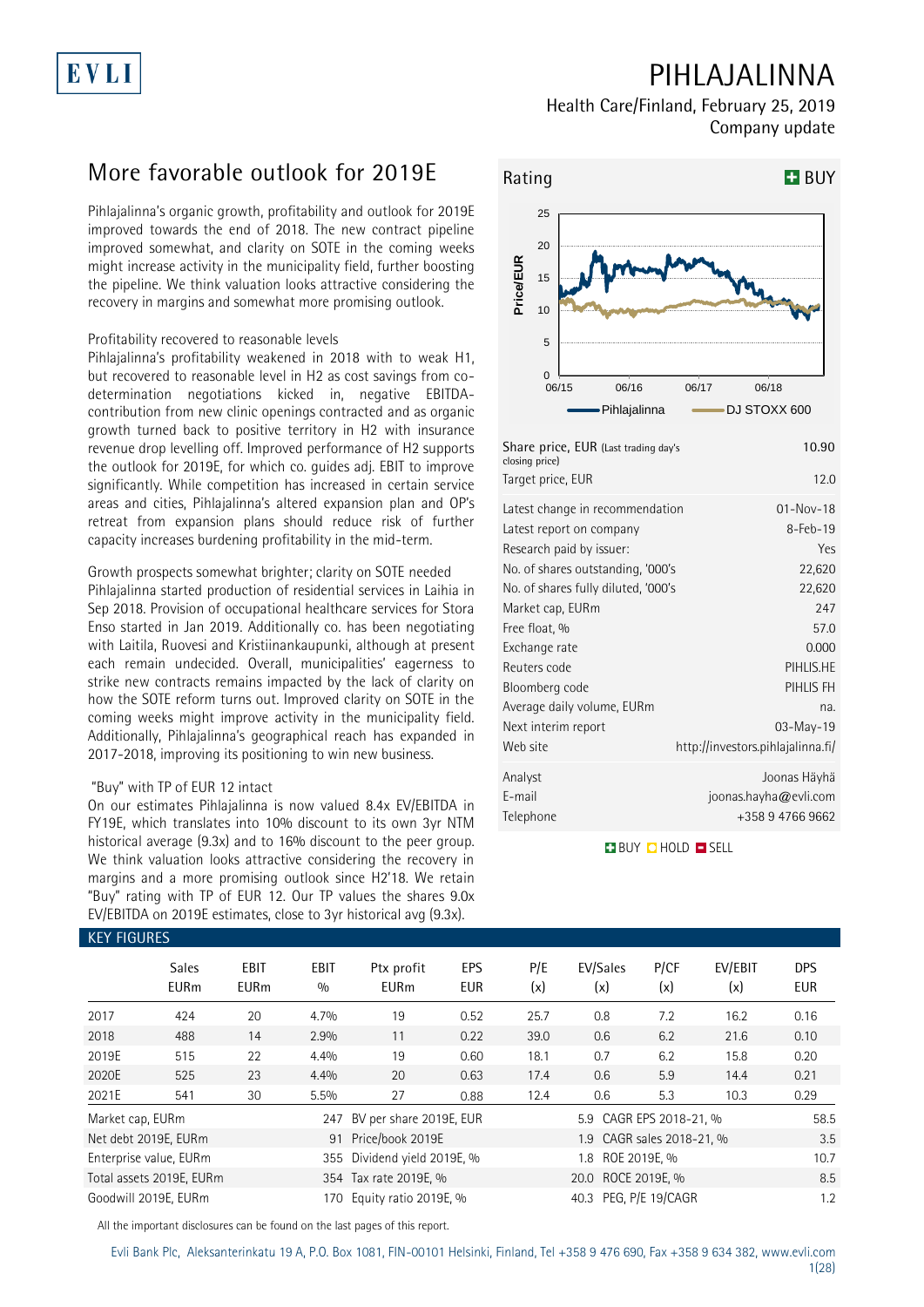EVLI

# PIHLAJALINNA

Health Care/Finland, February 25, 2019
Company update

## More favorable outlook for 2019E

Pihlajalinna's organic growth, profitability and outlook for 2019E improved towards the end of 2018. The new contract pipeline improved somewhat, and clarity on SOTE in the coming weeks might increase activity in the municipality field, further boosting the pipeline. We think valuation looks attractive considering the recovery in margins and somewhat more promising outlook.

### Profitability recovered to reasonable levels

Pihlajalinna's profitability weakened in 2018 with to weak H1, but recovered to reasonable level in H2 as cost savings from co-determination negotiations kicked in, negative EBITDA-contribution from new clinic openings contracted and as organic growth turned back to positive territory in H2 with insurance revenue drop levelling off. Improved performance of H2 supports the outlook for 2019E, for which co. guides adj. EBIT to improve significantly. While competition has increased in certain service areas and cities, Pihlajalinna's altered expansion plan and OP's retreat from expansion plans should reduce risk of further capacity increases burdening profitability in the mid-term.

### Growth prospects somewhat brighter; clarity on SOTE needed

Pihlajalinna started production of residential services in Laihia in Sep 2018. Provision of occupational healthcare services for Stora Enso started in Jan 2019. Additionally co. has been negotiating with Laitila, Ruovesi and Kristiinankaupunki, although at present each remain undecided. Overall, municipalities' eagerness to strike new contracts remains impacted by the lack of clarity on how the SOTE reform turns out. Improved clarity on SOTE in the coming weeks might improve activity in the municipality field. Additionally, Pihlajalinna's geographical reach has expanded in 2017-2018, improving its positioning to win new business.

### "Buy" with TP of EUR 12 intact

On our estimates Pihlajalinna is now valued 8.4x EV/EBITDA in FY19E, which translates into 10% discount to its own 3yr NTM historical average (9.3x) and to 16% discount to the peer group. We think valuation looks attractive considering the recovery in margins and a more promising outlook since H2'18. We retain "Buy" rating with TP of EUR 12. Our TP values the shares 9.0x EV/EBITDA on 2019E estimates, close to 3yr historical avg (9.3x).

**Rating: BUY**

| | |
|---|---|
| Share price, EUR (Last trading day's closing price) | 10.90 |
| Target price, EUR | 12.0 |
| Latest change in recommendation | 01-Nov-18 |
| Latest report on company | 8-Feb-19 |
| Research paid by issuer: | Yes |
| No. of shares outstanding, '000's | 22,620 |
| No. of shares fully diluted, '000's | 22,620 |
| Market cap, EURm | 247 |
| Free float, % | 57.0 |
| Exchange rate | 0.000 |
| Reuters code | PIHLIS.HE |
| Bloomberg code | PIHLIS FH |
| Average daily volume, EURm | na. |
| Next interim report | 03-May-19 |
| Web site | http://investors.pihlajalinna.fi/ |
| Analyst | Joonas Häyhä |
| E-mail | joonas.hayha@evli.com |
| Telephone | +358 9 4766 9662 |

BUY HOLD SELL

### KEY FIGURES

| | Sales EURm | EBIT EURm | EBIT % | Ptx profit EURm | EPS EUR | P/E (x) | EV/Sales (x) | P/CF (x) | EV/EBIT (x) | DPS EUR |
|---|---|---|---|---|---|---|---|---|---|---|
| 2017 | 424 | 20 | 4.7% | 19 | 0.52 | 25.7 | 0.8 | 7.2 | 16.2 | 0.16 |
| 2018 | 488 | 14 | 2.9% | 11 | 0.22 | 39.0 | 0.6 | 6.2 | 21.6 | 0.10 |
| 2019E | 515 | 22 | 4.4% | 19 | 0.60 | 18.1 | 0.7 | 6.2 | 15.8 | 0.20 |
| 2020E | 525 | 23 | 4.4% | 20 | 0.63 | 17.4 | 0.6 | 5.9 | 14.4 | 0.21 |
| 2021E | 541 | 30 | 5.5% | 27 | 0.88 | 12.4 | 0.6 | 5.3 | 10.3 | 0.29 |

| | | | | | |
|---|---|---|---|---|---|
| Market cap, EURm | 247 | BV per share 2019E, EUR | 5.9 | CAGR EPS 2018-21, % | 58.5 |
| Net debt 2019E, EURm | 91 | Price/book 2019E | 1.9 | CAGR sales 2018-21, % | 3.5 |
| Enterprise value, EURm | 355 | Dividend yield 2019E, % | 1.8 | ROE 2019E, % | 10.7 |
| Total assets 2019E, EURm | 354 | Tax rate 2019E, % | 20.0 | ROCE 2019E, % | 8.5 |
| Goodwill 2019E, EURm | 170 | Equity ratio 2019E, % | 40.3 | PEG, P/E 19/CAGR | 1.2 |

All the important disclosures can be found on the last pages of this report.

Evli Bank Plc, Aleksanterinkatu 19 A, P.O. Box 1081, FIN-00101 Helsinki, Finland, Tel +358 9 476 690, Fax +358 9 634 382, www.evli.com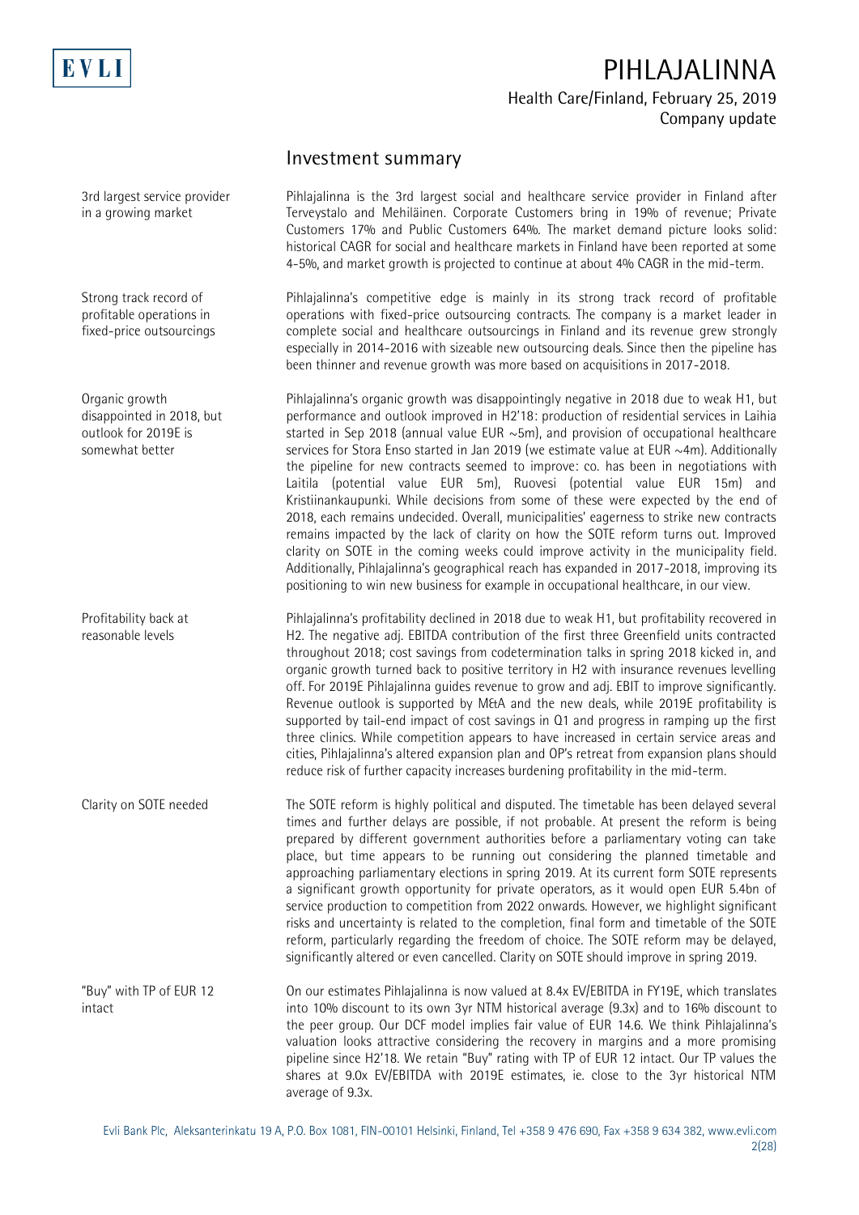## Investment summary

**3rd largest service provider in a growing market**

Pihlajalinna is the 3rd largest social and healthcare service provider in Finland after Terveystalo and Mehiläinen. Corporate Customers bring in 19% of revenue; Private Customers 17% and Public Customers 64%. The market demand picture looks solid: historical CAGR for social and healthcare markets in Finland have been reported at some 4-5%, and market growth is projected to continue at about 4% CAGR in the mid-term.

**Strong track record of profitable operations in fixed-price outsourcings**

Pihlajalinna's competitive edge is mainly in its strong track record of profitable operations with fixed-price outsourcing contracts. The company is a market leader in complete social and healthcare outsourcings in Finland and its revenue grew strongly especially in 2014-2016 with sizeable new outsourcing deals. Since then the pipeline has been thinner and revenue growth was more based on acquisitions in 2017-2018.

**Organic growth disappointed in 2018, but outlook for 2019E is somewhat better**

Pihlajalinna's organic growth was disappointingly negative in 2018 due to weak H1, but performance and outlook improved in H2'18: production of residential services in Laihia started in Sep 2018 (annual value EUR ~5m), and provision of occupational healthcare services for Stora Enso started in Jan 2019 (we estimate value at EUR ~4m). Additionally the pipeline for new contracts seemed to improve: co. has been in negotiations with Laitila (potential value EUR 5m), Ruovesi (potential value EUR 15m) and Kristiinankaupunki. While decisions from some of these were expected by the end of 2018, each remains undecided. Overall, municipalities' eagerness to strike new contracts remains impacted by the lack of clarity on how the SOTE reform turns out. Improved clarity on SOTE in the coming weeks could improve activity in the municipality field. Additionally, Pihlajalinna's geographical reach has expanded in 2017-2018, improving its positioning to win new business for example in occupational healthcare, in our view.

**Profitability back at reasonable levels**

Pihlajalinna's profitability declined in 2018 due to weak H1, but profitability recovered in H2. The negative adj. EBITDA contribution of the first three Greenfield units contracted throughout 2018; cost savings from codetermination talks in spring 2018 kicked in, and organic growth turned back to positive territory in H2 with insurance revenues levelling off. For 2019E Pihlajalinna guides revenue to grow and adj. EBIT to improve significantly. Revenue outlook is supported by M&A and the new deals, while 2019E profitability is supported by tail-end impact of cost savings in Q1 and progress in ramping up the first three clinics. While competition appears to have increased in certain service areas and cities, Pihlajalinna's altered expansion plan and OP's retreat from expansion plans should reduce risk of further capacity increases burdening profitability in the mid-term.

**Clarity on SOTE needed**

The SOTE reform is highly political and disputed. The timetable has been delayed several times and further delays are possible, if not probable. At present the reform is being prepared by different government authorities before a parliamentary voting can take place, but time appears to be running out considering the planned timetable and approaching parliamentary elections in spring 2019. At its current form SOTE represents a significant growth opportunity for private operators, as it would open EUR 5.4bn of service production to competition from 2022 onwards. However, we highlight significant risks and uncertainty is related to the completion, final form and timetable of the SOTE reform, particularly regarding the freedom of choice. The SOTE reform may be delayed, significantly altered or even cancelled. Clarity on SOTE should improve in spring 2019.

**"Buy" with TP of EUR 12 intact**

On our estimates Pihlajalinna is now valued at 8.4x EV/EBITDA in FY19E, which translates into 10% discount to its own 3yr NTM historical average (9.3x) and to 16% discount to the peer group. Our DCF model implies fair value of EUR 14.6. We think Pihlajalinna's valuation looks attractive considering the recovery in margins and a more promising pipeline since H2'18. We retain "Buy" rating with TP of EUR 12 intact. Our TP values the shares at 9.0x EV/EBITDA with 2019E estimates, ie. close to the 3yr historical NTM average of 9.3x.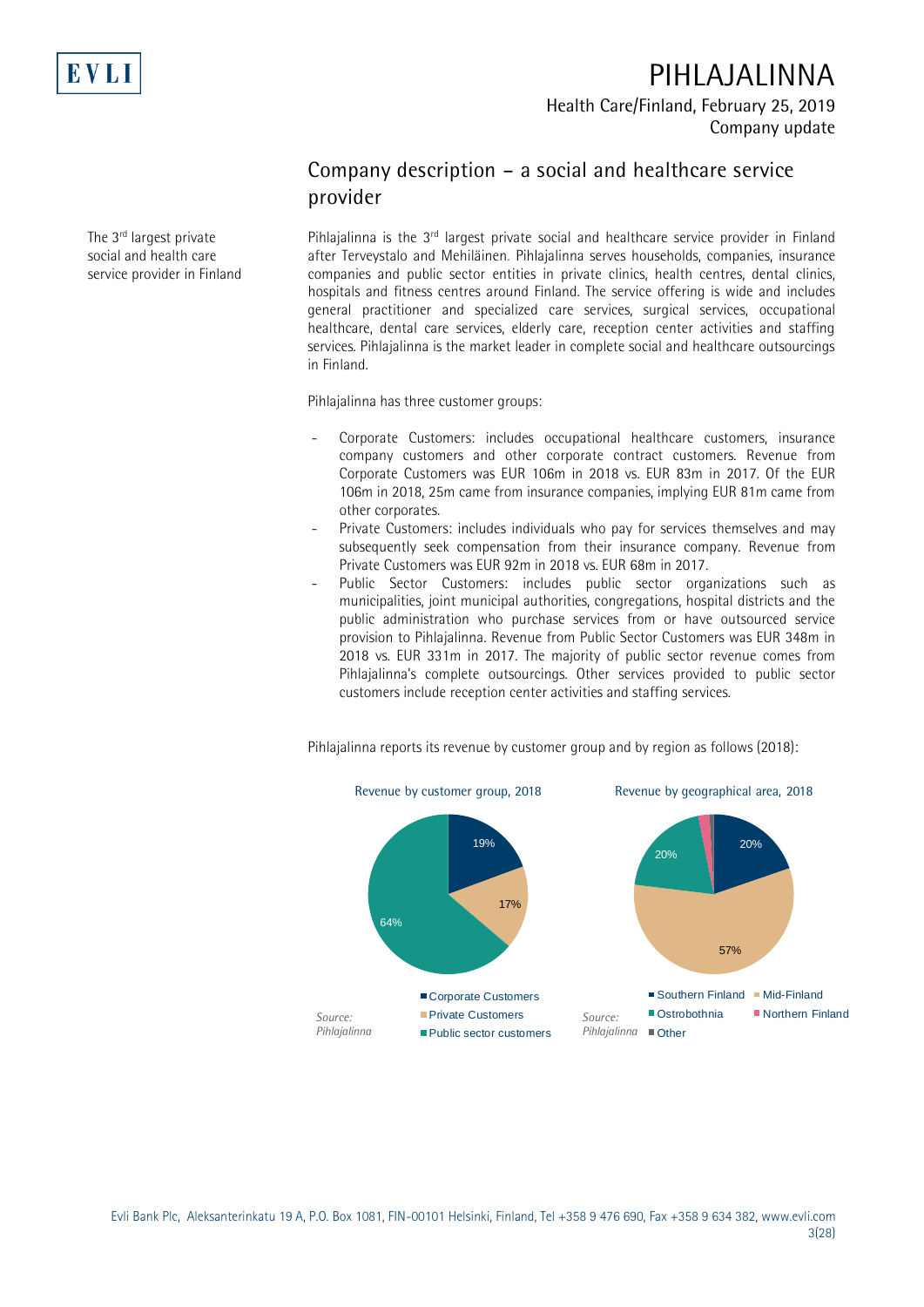## Company description – a social and healthcare service provider

The 3rd largest private social and health care service provider in Finland

Pihlajalinna is the 3rd largest private social and healthcare service provider in Finland after Terveystalo and Mehiläinen. Pihlajalinna serves households, companies, insurance companies and public sector entities in private clinics, health centres, dental clinics, hospitals and fitness centres around Finland. The service offering is wide and includes general practitioner and specialized care services, surgical services, occupational healthcare, dental care services, elderly care, reception center activities and staffing services. Pihlajalinna is the market leader in complete social and healthcare outsourcings in Finland.

Pihlajalinna has three customer groups:

- Corporate Customers: includes occupational healthcare customers, insurance company customers and other corporate contract customers. Revenue from Corporate Customers was EUR 106m in 2018 vs. EUR 83m in 2017. Of the EUR 106m in 2018, 25m came from insurance companies, implying EUR 81m came from other corporates.
- Private Customers: includes individuals who pay for services themselves and may subsequently seek compensation from their insurance company. Revenue from Private Customers was EUR 92m in 2018 vs. EUR 68m in 2017.
- Public Sector Customers: includes public sector organizations such as municipalities, joint municipal authorities, congregations, hospital districts and the public administration who purchase services from or have outsourced service provision to Pihlajalinna. Revenue from Public Sector Customers was EUR 348m in 2018 vs. EUR 331m in 2017. The majority of public sector revenue comes from Pihlajalinna's complete outsourcings. Other services provided to public sector customers include reception center activities and staffing services.

Pihlajalinna reports its revenue by customer group and by region as follows (2018):

**Revenue by customer group, 2018**

| Customer group | Share |
|---|---|
| Corporate Customers | 19% |
| Private Customers | 17% |
| Public sector customers | 64% |

Source: Pihlajalinna

**Revenue by geographical area, 2018**

| Area | Share |
|---|---|
| Southern Finland | 20% |
| Mid-Finland | 57% |
| Ostrobothnia | 20% |
| Northern Finland | |
| Other | |

Source: Pihlajalinna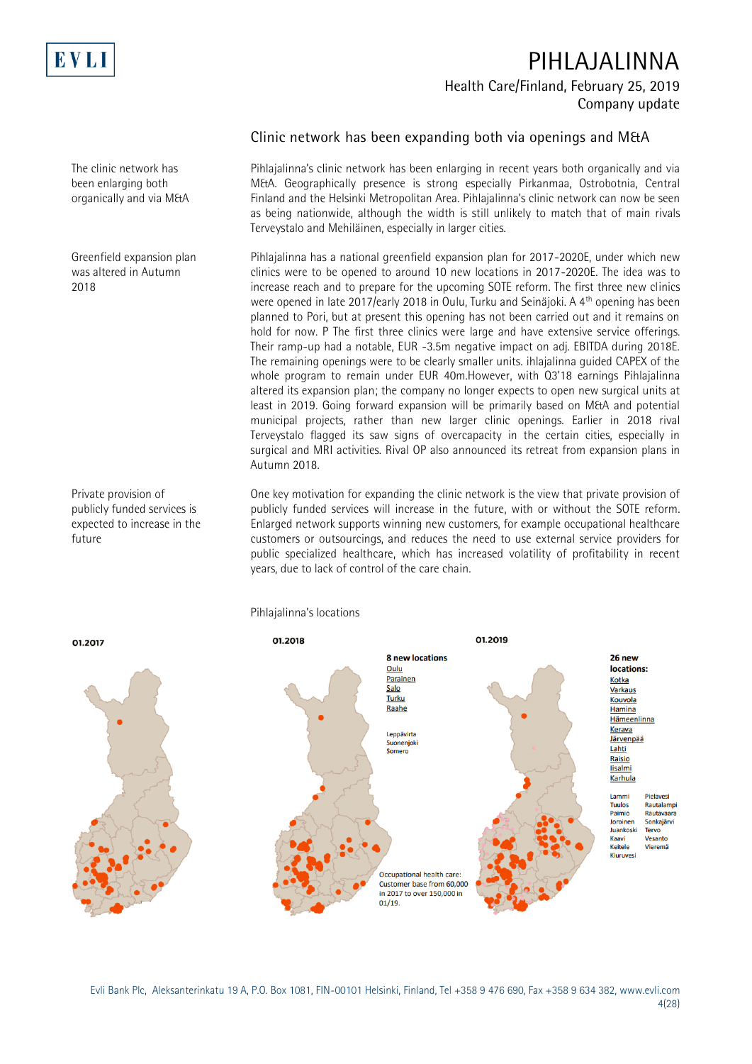## Clinic network has been expanding both via openings and M&A

The clinic network has been enlarging both organically and via M&A

Pihlajalinna's clinic network has been enlarging in recent years both organically and via M&A. Geographically presence is strong especially Pirkanmaa, Ostrobotnia, Central Finland and the Helsinki Metropolitan Area. Pihlajalinna's clinic network can now be seen as being nationwide, although the width is still unlikely to match that of main rivals Terveystalo and Mehiläinen, especially in larger cities.

Greenfield expansion plan was altered in Autumn 2018

Pihlajalinna has a national greenfield expansion plan for 2017-2020E, under which new clinics were to be opened to around 10 new locations in 2017-2020E. The idea was to increase reach and to prepare for the upcoming SOTE reform. The first three new clinics were opened in late 2017/early 2018 in Oulu, Turku and Seinäjoki. A 4th opening has been planned to Pori, but at present this opening has not been carried out and it remains on hold for now. P The first three clinics were large and have extensive service offerings. Their ramp-up had a notable, EUR -3.5m negative impact on adj. EBITDA during 2018E. The remaining openings were to be clearly smaller units. ihlajalinna guided CAPEX of the whole program to remain under EUR 40m.However, with Q3'18 earnings Pihlajalinna altered its expansion plan; the company no longer expects to open new surgical units at least in 2019. Going forward expansion will be primarily based on M&A and potential municipal projects, rather than new larger clinic openings. Earlier in 2018 rival Terveystalo flagged its saw signs of overcapacity in the certain cities, especially in surgical and MRI activities. Rival OP also announced its retreat from expansion plans in Autumn 2018.

Private provision of publicly funded services is expected to increase in the future

One key motivation for expanding the clinic network is the view that private provision of publicly funded services will increase in the future, with or without the SOTE reform. Enlarged network supports winning new customers, for example occupational healthcare customers or outsourcings, and reduces the need to use external service providers for public specialized healthcare, which has increased volatility of profitability in recent years, due to lack of control of the care chain.

Pihlajalinna's locations

01.2017

01.2018

8 new locations
Oulu
Parainen
Salo
Turku
Raahe

Leppävirta
Suonenjoki
Somero

Occupational health care: Customer base from 60,000 in 2017 to over 150,000 in 01/19.

01.2019

26 new locations:
Kotka
Varkaus
Kouvola
Hamina
Hämeenlinna
Kerava
Järvenpää
Lahti
Raisio
Iisalmi
Karhula

Lammi, Tuulos, Paimio, Joroinen, Juankoski, Kaavi, Keitele, Kiuruvesi, Pielavesi, Rautalampi, Rautavaara, Sonkajärvi, Tervo, Vesanto, Vieremä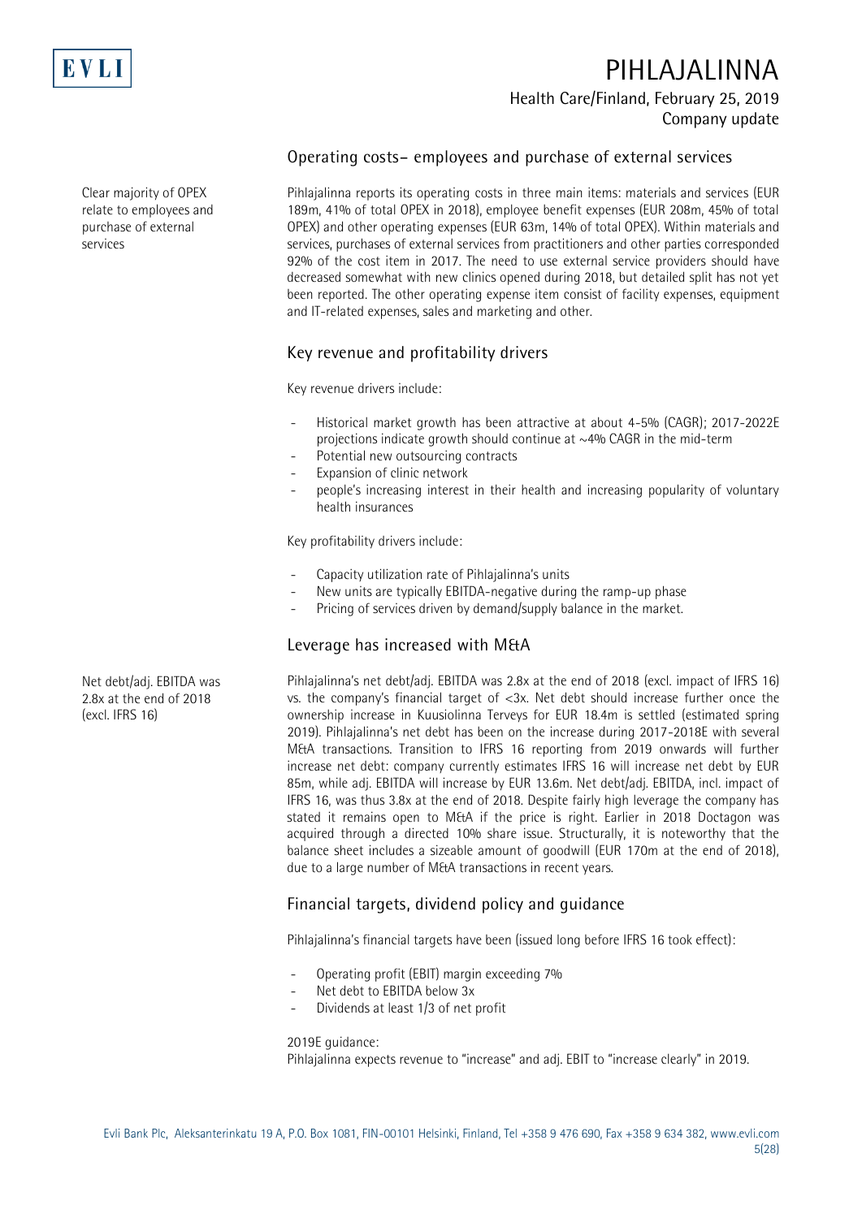## Operating costs– employees and purchase of external services

Clear majority of OPEX relate to employees and purchase of external services

Pihlajalinna reports its operating costs in three main items: materials and services (EUR 189m, 41% of total OPEX in 2018), employee benefit expenses (EUR 208m, 45% of total OPEX) and other operating expenses (EUR 63m, 14% of total OPEX). Within materials and services, purchases of external services from practitioners and other parties corresponded 92% of the cost item in 2017. The need to use external service providers should have decreased somewhat with new clinics opened during 2018, but detailed split has not yet been reported. The other operating expense item consist of facility expenses, equipment and IT-related expenses, sales and marketing and other.

## Key revenue and profitability drivers

Key revenue drivers include:

- Historical market growth has been attractive at about 4-5% (CAGR); 2017-2022E projections indicate growth should continue at ~4% CAGR in the mid-term
- Potential new outsourcing contracts
- Expansion of clinic network
- people's increasing interest in their health and increasing popularity of voluntary health insurances

Key profitability drivers include:

- Capacity utilization rate of Pihlajalinna's units
- New units are typically EBITDA-negative during the ramp-up phase
- Pricing of services driven by demand/supply balance in the market.

## Leverage has increased with M&A

Net debt/adj. EBITDA was 2.8x at the end of 2018 (excl. IFRS 16)

Pihlajalinna's net debt/adj. EBITDA was 2.8x at the end of 2018 (excl. impact of IFRS 16) vs. the company's financial target of <3x. Net debt should increase further once the ownership increase in Kuusiolinna Terveys for EUR 18.4m is settled (estimated spring 2019). Pihlajalinna's net debt has been on the increase during 2017-2018E with several M&A transactions. Transition to IFRS 16 reporting from 2019 onwards will further increase net debt: company currently estimates IFRS 16 will increase net debt by EUR 85m, while adj. EBITDA will increase by EUR 13.6m. Net debt/adj. EBITDA, incl. impact of IFRS 16, was thus 3.8x at the end of 2018. Despite fairly high leverage the company has stated it remains open to M&A if the price is right. Earlier in 2018 Doctagon was acquired through a directed 10% share issue. Structurally, it is noteworthy that the balance sheet includes a sizeable amount of goodwill (EUR 170m at the end of 2018), due to a large number of M&A transactions in recent years.

## Financial targets, dividend policy and guidance

Pihlajalinna's financial targets have been (issued long before IFRS 16 took effect):

- Operating profit (EBIT) margin exceeding 7%
- Net debt to EBITDA below 3x
- Dividends at least 1/3 of net profit

2019E guidance:
Pihlajalinna expects revenue to "increase" and adj. EBIT to "increase clearly" in 2019.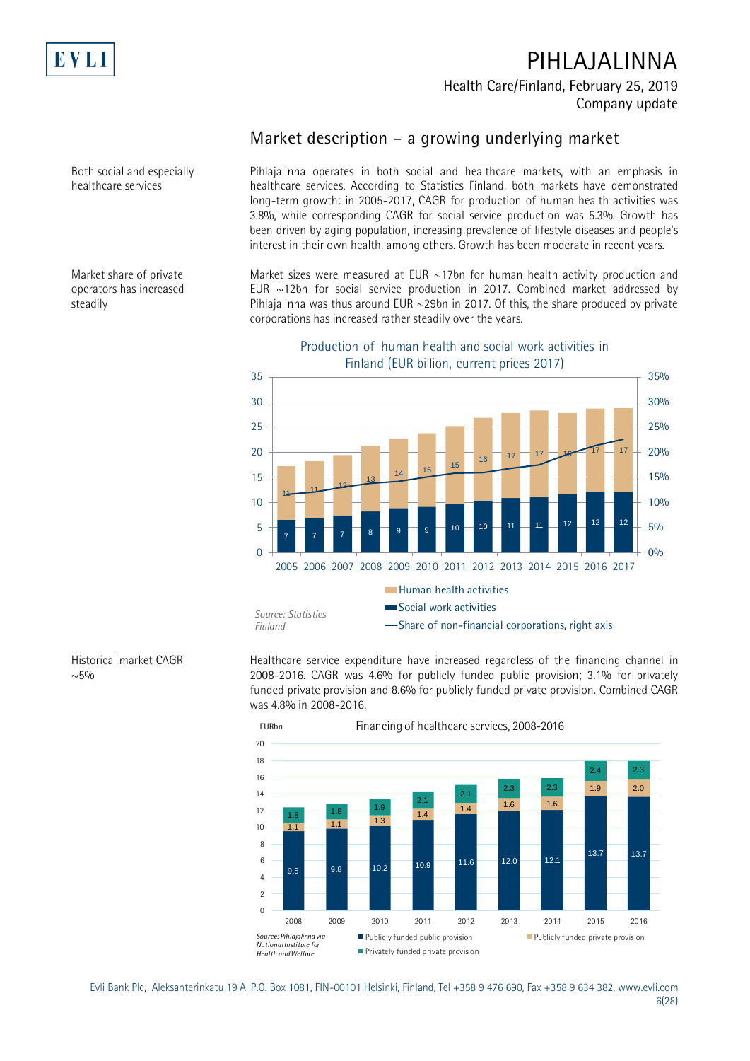## Market description – a growing underlying market

*Both social and especially healthcare services*

Pihlajalinna operates in both social and healthcare markets, with an emphasis in healthcare services. According to Statistics Finland, both markets have demonstrated long-term growth: in 2005-2017, CAGR for production of human health activities was 3.8%, while corresponding CAGR for social service production was 5.3%. Growth has been driven by aging population, increasing prevalence of lifestyle diseases and people's interest in their own health, among others. Growth has been moderate in recent years.

*Market share of private operators has increased steadily*

Market sizes were measured at EUR ~17bn for human health activity production and EUR ~12bn for social service production in 2017. Combined market addressed by Pihlajalinna was thus around EUR ~29bn in 2017. Of this, the share produced by private corporations has increased rather steadily over the years.

**Production of human health and social work activities in Finland (EUR billion, current prices 2017)**

| Year | Social work activities | Human health activities |
|---|---|---|
| 2005 | 7 | 11 |
| 2006 | 7 | 11 |
| 2007 | 7 | 12 |
| 2008 | 8 | 13 |
| 2009 | 9 | 14 |
| 2010 | 9 | 15 |
| 2011 | 10 | 15 |
| 2012 | 10 | 16 |
| 2013 | 11 | 17 |
| 2014 | 11 | 17 |
| 2015 | 12 | 16 |
| 2016 | 12 | 17 |
| 2017 | 12 | 17 |

Human health activities; Social work activities; Share of non-financial corporations, right axis

*Source: Statistics Finland*

*Historical market CAGR ~5%*

Healthcare service expenditure have increased regardless of the financing channel in 2008-2016. CAGR was 4.6% for publicly funded public provision; 3.1% for privately funded private provision and 8.6% for publicly funded private provision. Combined CAGR was 4.8% in 2008-2016.

**Financing of healthcare services, 2008-2016** (EURbn)

| Year | Publicly funded public provision | Publicly funded private provision | Privately funded private provision |
|---|---|---|---|
| 2008 | 9.5 | 1.1 | 1.8 |
| 2009 | 9.8 | 1.1 | 1.8 |
| 2010 | 10.2 | 1.3 | 1.9 |
| 2011 | 10.9 | 1.4 | 2.1 |
| 2012 | 11.6 | 1.4 | 2.1 |
| 2013 | 12.0 | 1.6 | 2.3 |
| 2014 | 12.1 | 1.6 | 2.3 |
| 2015 | 13.7 | 1.9 | 2.4 |
| 2016 | 13.7 | 2.0 | 2.3 |

*Source: Pihlajalinna via National Institute for Health and Welfare*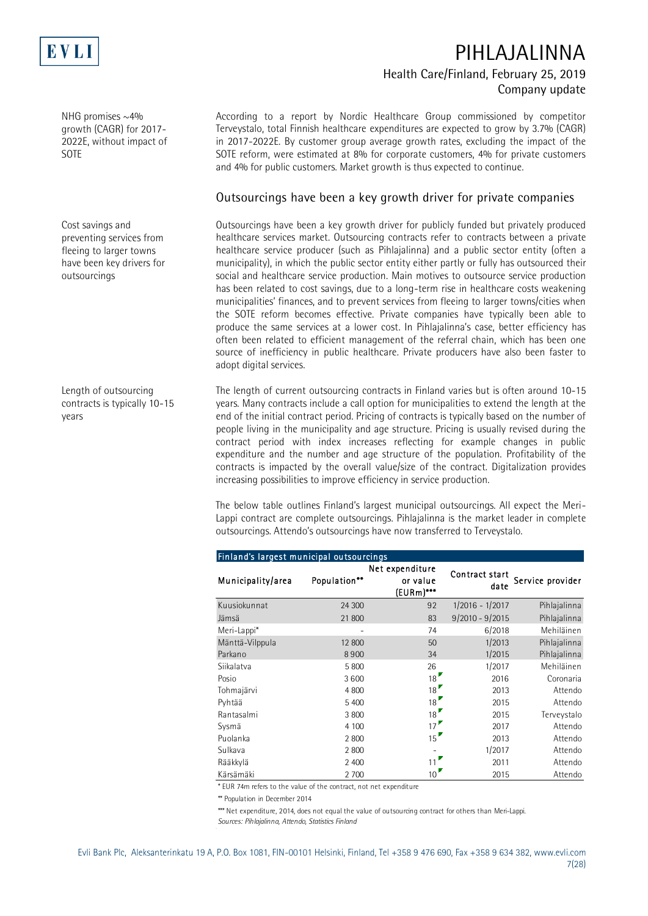NHG promises ~4% growth (CAGR) for 2017-2022E, without impact of SOTE

According to a report by Nordic Healthcare Group commissioned by competitor Terveystalo, total Finnish healthcare expenditures are expected to grow by 3.7% (CAGR) in 2017-2022E. By customer group average growth rates, excluding the impact of the SOTE reform, were estimated at 8% for corporate customers, 4% for private customers and 4% for public customers. Market growth is thus expected to continue.

## Outsourcings have been a key growth driver for private companies

Cost savings and preventing services from fleeing to larger towns have been key drivers for outsourcings

Outsourcings have been a key growth driver for publicly funded but privately produced healthcare services market. Outsourcing contracts refer to contracts between a private healthcare service producer (such as Pihlajalinna) and a public sector entity (often a municipality), in which the public sector entity either partly or fully has outsourced their social and healthcare service production. Main motives to outsource service production has been related to cost savings, due to a long-term rise in healthcare costs weakening municipalities' finances, and to prevent services from fleeing to larger towns/cities when the SOTE reform becomes effective. Private companies have typically been able to produce the same services at a lower cost. In Pihlajalinna's case, better efficiency has often been related to efficient management of the referral chain, which has been one source of inefficiency in public healthcare. Private producers have also been faster to adopt digital services.

Length of outsourcing contracts is typically 10-15 years

The length of current outsourcing contracts in Finland varies but is often around 10-15 years. Many contracts include a call option for municipalities to extend the length at the end of the initial contract period. Pricing of contracts is typically based on the number of people living in the municipality and age structure. Pricing is usually revised during the contract period with index increases reflecting for example changes in public expenditure and the number and age structure of the population. Profitability of the contracts is impacted by the overall value/size of the contract. Digitalization provides increasing possibilities to improve efficiency in service production.

The below table outlines Finland's largest municipal outsourcings. All expect the Meri-Lappi contract are complete outsourcings. Pihlajalinna is the market leader in complete outsourcings. Attendo's outsourcings have now transferred to Terveystalo.

**Finland's largest municipal outsourcings**

| Municipality/area | Population** | Net expenditure or value (EURm)*** | Contract start date | Service provider |
|---|---|---|---|---|
| Kuusiokunnat | 24 300 | 92 | 1/2016 - 1/2017 | Pihlajalinna |
| Jämsä | 21 800 | 83 | 9/2010 - 9/2015 | Pihlajalinna |
| Meri-Lappi* | - | 74 | 6/2018 | Mehiläinen |
| Mänttä-Vilppula | 12 800 | 50 | 1/2013 | Pihlajalinna |
| Parkano | 8 900 | 34 | 1/2015 | Pihlajalinna |
| Siikalatva | 5 800 | 26 | 1/2017 | Mehiläinen |
| Posio | 3 600 | 18 | 2016 | Coronaria |
| Tohmajärvi | 4 800 | 18 | 2013 | Attendo |
| Pyhtää | 5 400 | 18 | 2015 | Attendo |
| Rantasalmi | 3 800 | 18 | 2015 | Terveystalo |
| Sysmä | 4 100 | 17 | 2017 | Attendo |
| Puolanka | 2 800 | 15 | 2013 | Attendo |
| Sulkava | 2 800 | - | 1/2017 | Attendo |
| Rääkkylä | 2 400 | 11 | 2011 | Attendo |
| Kärsämäki | 2 700 | 10 | 2015 | Attendo |

* EUR 74m refers to the value of the contract, not net expenditure

** Population in December 2014

*** Net expenditure, 2014, does not equal the value of outsourcing contract for others than Meri-Lappi.

*Sources: Pihlajalinna, Attendo, Statistics Finland*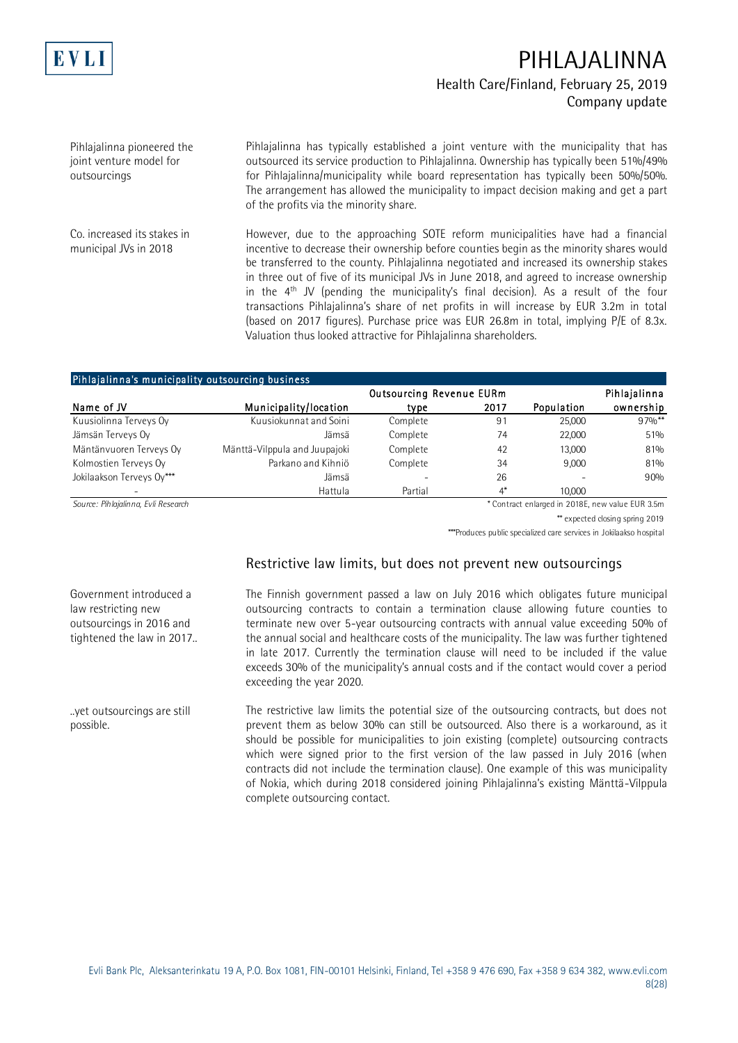Pihlajalinna pioneered the joint venture model for outsourcings

Pihlajalinna has typically established a joint venture with the municipality that has outsourced its service production to Pihlajalinna. Ownership has typically been 51%/49% for Pihlajalinna/municipality while board representation has typically been 50%/50%. The arrangement has allowed the municipality to impact decision making and get a part of the profits via the minority share.

Co. increased its stakes in municipal JVs in 2018

However, due to the approaching SOTE reform municipalities have had a financial incentive to decrease their ownership before counties begin as the minority shares would be transferred to the county. Pihlajalinna negotiated and increased its ownership stakes in three out of five of its municipal JVs in June 2018, and agreed to increase ownership in the 4th JV (pending the municipality's final decision). As a result of the four transactions Pihlajalinna's share of net profits in will increase by EUR 3.2m in total (based on 2017 figures). Purchase price was EUR 26.8m in total, implying P/E of 8.3x. Valuation thus looked attractive for Pihlajalinna shareholders.

**Pihlajalinna's municipality outsourcing business**

| Name of JV | Municipality/location | Outsourcing type | Revenue EURm 2017 | Population | Pihlajalinna ownership |
|---|---|---|---|---|---|
| Kuusiolinna Terveys Oy | Kuusiokunnat and Soini | Complete | 91 | 25,000 | 97%** |
| Jämsän Terveys Oy | Jämsä | Complete | 74 | 22,000 | 51% |
| Mäntänvuoren Terveys Oy | Mänttä-Vilppula and Juupajoki | Complete | 42 | 13,000 | 81% |
| Kolmostien Terveys Oy | Parkano and Kihniö | Complete | 34 | 9,000 | 81% |
| Jokilaakson Terveys Oy*** | Jämsä | - | 26 | - | 90% |
| - | Hattula | Partial | 4* | 10,000 | |

*Source: Pihlajalinna, Evli Research*

\* Contract enlarged in 2018E, new value EUR 3.5m

** expected closing spring 2019

***Produces public specialized care services in Jokilaakso hospital

## Restrictive law limits, but does not prevent new outsourcings

Government introduced a law restricting new outsourcings in 2016 and tightened the law in 2017..

The Finnish government passed a law on July 2016 which obligates future municipal outsourcing contracts to contain a termination clause allowing future counties to terminate new over 5-year outsourcing contracts with annual value exceeding 50% of the annual social and healthcare costs of the municipality. The law was further tightened in late 2017. Currently the termination clause will need to be included if the value exceeds 30% of the municipality's annual costs and if the contact would cover a period exceeding the year 2020.

..yet outsourcings are still possible.

The restrictive law limits the potential size of the outsourcing contracts, but does not prevent them as below 30% can still be outsourced. Also there is a workaround, as it should be possible for municipalities to join existing (complete) outsourcing contracts which were signed prior to the first version of the law passed in July 2016 (when contracts did not include the termination clause). One example of this was municipality of Nokia, which during 2018 considered joining Pihlajalinna's existing Mänttä-Vilppula complete outsourcing contact.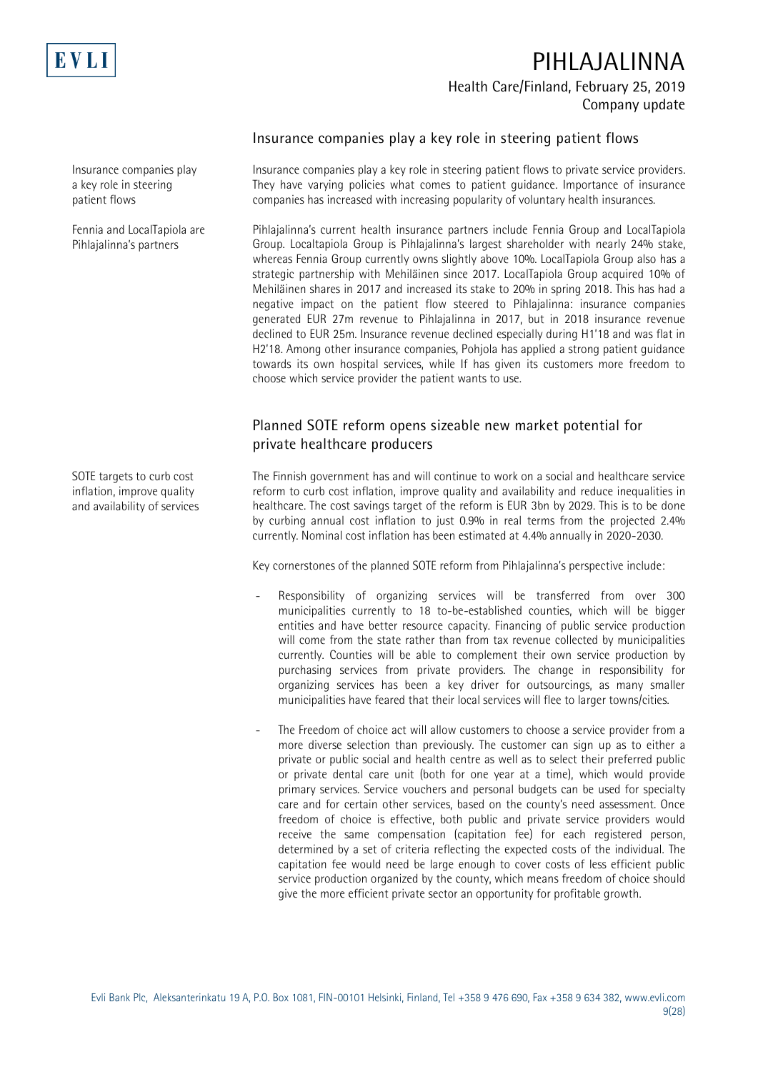## Insurance companies play a key role in steering patient flows

Insurance companies play a key role in steering patient flows

Insurance companies play a key role in steering patient flows to private service providers. They have varying policies what comes to patient guidance. Importance of insurance companies has increased with increasing popularity of voluntary health insurances.

Fennia and LocalTapiola are Pihlajalinna's partners

Pihlajalinna's current health insurance partners include Fennia Group and LocalTapiola Group. Localtapiola Group is Pihlajalinna's largest shareholder with nearly 24% stake, whereas Fennia Group currently owns slightly above 10%. LocalTapiola Group also has a strategic partnership with Mehiläinen since 2017. LocalTapiola Group acquired 10% of Mehiläinen shares in 2017 and increased its stake to 20% in spring 2018. This has had a negative impact on the patient flow steered to Pihlajalinna: insurance companies generated EUR 27m revenue to Pihlajalinna in 2017, but in 2018 insurance revenue declined to EUR 25m. Insurance revenue declined especially during H1'18 and was flat in H2'18. Among other insurance companies, Pohjola has applied a strong patient guidance towards its own hospital services, while If has given its customers more freedom to choose which service provider the patient wants to use.

## Planned SOTE reform opens sizeable new market potential for private healthcare producers

SOTE targets to curb cost inflation, improve quality and availability of services

The Finnish government has and will continue to work on a social and healthcare service reform to curb cost inflation, improve quality and availability and reduce inequalities in healthcare. The cost savings target of the reform is EUR 3bn by 2029. This is to be done by curbing annual cost inflation to just 0.9% in real terms from the projected 2.4% currently. Nominal cost inflation has been estimated at 4.4% annually in 2020-2030.

Key cornerstones of the planned SOTE reform from Pihlajalinna's perspective include:

- Responsibility of organizing services will be transferred from over 300 municipalities currently to 18 to-be-established counties, which will be bigger entities and have better resource capacity. Financing of public service production will come from the state rather than from tax revenue collected by municipalities currently. Counties will be able to complement their own service production by purchasing services from private providers. The change in responsibility for organizing services has been a key driver for outsourcings, as many smaller municipalities have feared that their local services will flee to larger towns/cities.

- The Freedom of choice act will allow customers to choose a service provider from a more diverse selection than previously. The customer can sign up as to either a private or public social and health centre as well as to select their preferred public or private dental care unit (both for one year at a time), which would provide primary services. Service vouchers and personal budgets can be used for specialty care and for certain other services, based on the county's need assessment. Once freedom of choice is effective, both public and private service providers would receive the same compensation (capitation fee) for each registered person, determined by a set of criteria reflecting the expected costs of the individual. The capitation fee would need be large enough to cover costs of less efficient public service production organized by the county, which means freedom of choice should give the more efficient private sector an opportunity for profitable growth.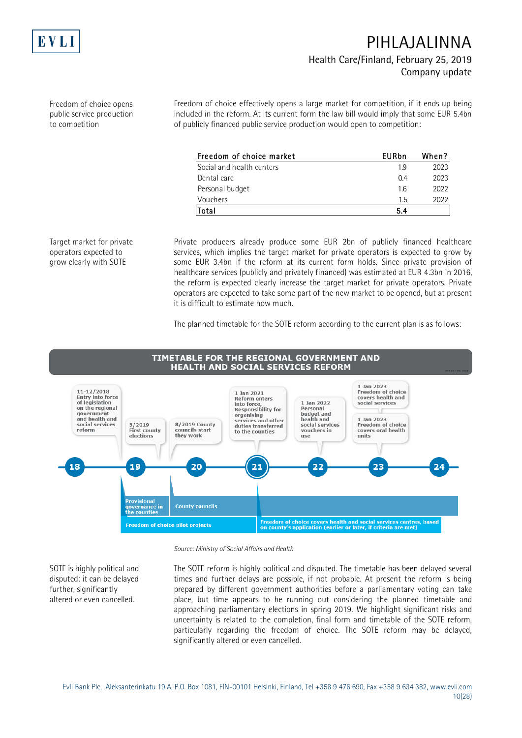Freedom of choice opens public service production to competition

Freedom of choice effectively opens a large market for competition, if it ends up being included in the reform. At its current form the law bill would imply that some EUR 5.4bn of publicly financed public service production would open to competition:

| Freedom of choice market | EURbn | When? |
|---|---|---|
| Social and health centers | 1.9 | 2023 |
| Dental care | 0.4 | 2023 |
| Personal budget | 1.6 | 2022 |
| Vouchers | 1.5 | 2022 |
| **Total** | **5.4** | |

Target market for private operators expected to grow clearly with SOTE

Private producers already produce some EUR 2bn of publicly financed healthcare services, which implies the target market for private operators is expected to grow by some EUR 3.4bn if the reform at its current form holds. Since private provision of healthcare services (publicly and privately financed) was estimated at EUR 4.3bn in 2016, the reform is expected clearly increase the target market for private operators. Private operators are expected to take some part of the new market to be opened, but at present it is difficult to estimate how much.

The planned timetable for the SOTE reform according to the current plan is as follows:

**TIMETABLE FOR THE REGIONAL GOVERNMENT AND HEALTH AND SOCIAL SERVICES REFORM**

- 11-12/2018 Entry into force of legislation on the regional government and health and social services reform
- 5/2019 First county elections
- 8/2019 County councils start they work
- 1 Jan 2021 Reform enters into force, Responsibility for organising services and other duties transferred to the counties
- 1 Jan 2022 Personal budget and health and social services vouchers in use
- 1 Jan 2023 Freedom of choice covers health and social services
- 1 Jan 2023 Freedom of choice covers oral health units

18 – 19 – 20 – 21 – 22 – 23 – 24

- Provisional governance in the counties
- County councils
- Freedom of choice pilot projects
- Freedom of choice covers health and social services centres, based on county's application (earlier or later, if criteria are met)

*Source: Ministry of Social Affairs and Health*

SOTE is highly political and disputed: it can be delayed further, significantly altered or even cancelled.

The SOTE reform is highly political and disputed. The timetable has been delayed several times and further delays are possible, if not probable. At present the reform is being prepared by different government authorities before a parliamentary voting can take place, but time appears to be running out considering the planned timetable and approaching parliamentary elections in spring 2019. We highlight significant risks and uncertainty is related to the completion, final form and timetable of the SOTE reform, particularly regarding the freedom of choice. The SOTE reform may be delayed, significantly altered or even cancelled.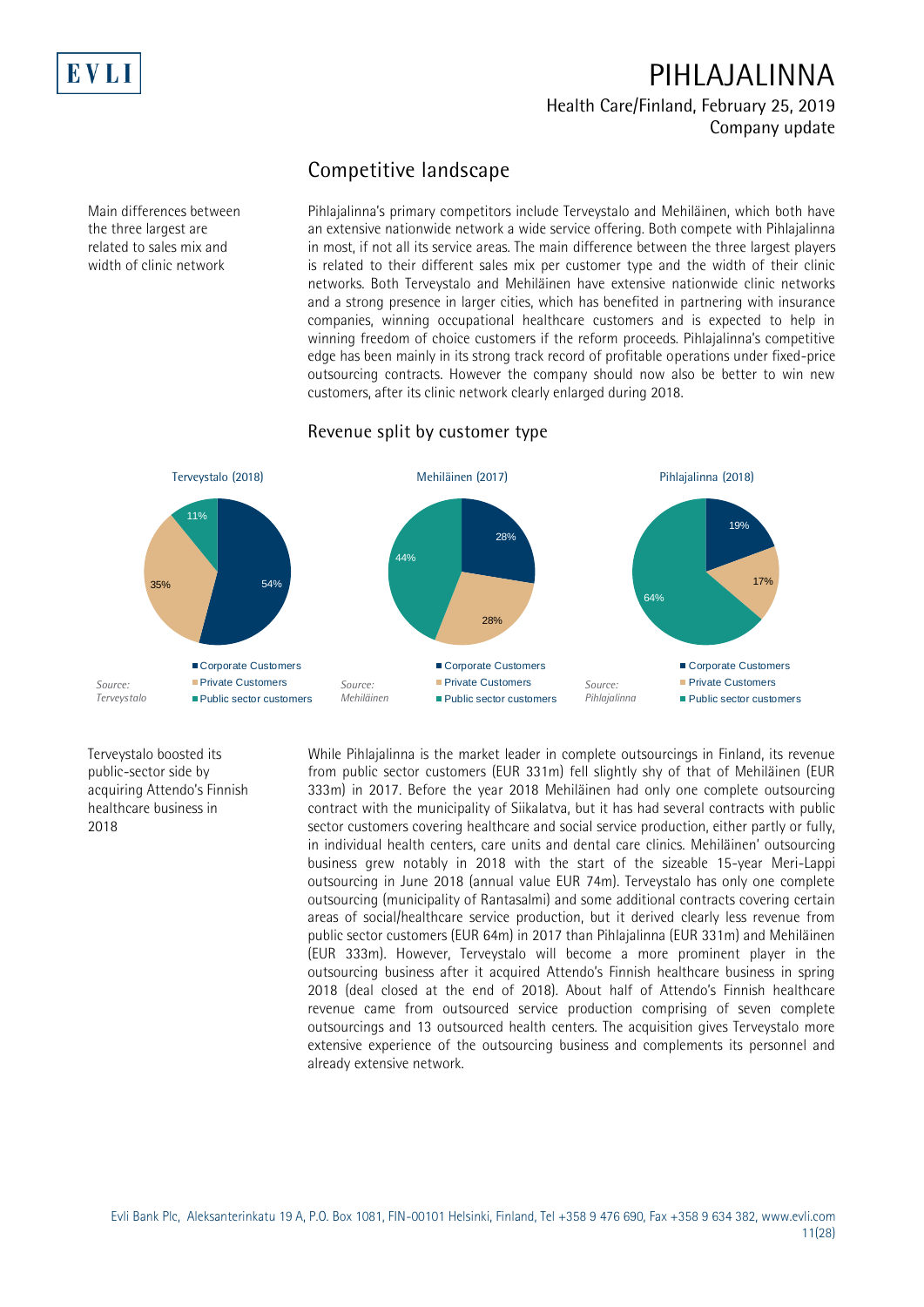## Competitive landscape

Main differences between the three largest are related to sales mix and width of clinic network

Pihlajalinna's primary competitors include Terveystalo and Mehiläinen, which both have an extensive nationwide network a wide service offering. Both compete with Pihlajalinna in most, if not all its service areas. The main difference between the three largest players is related to their different sales mix per customer type and the width of their clinic networks. Both Terveystalo and Mehiläinen have extensive nationwide clinic networks and a strong presence in larger cities, which has benefited in partnering with insurance companies, winning occupational healthcare customers and is expected to help in winning freedom of choice customers if the reform proceeds. Pihlajalinna's competitive edge has been mainly in its strong track record of profitable operations under fixed-price outsourcing contracts. However the company should now also be better to win new customers, after its clinic network clearly enlarged during 2018.

### Revenue split by customer type

| | Terveystalo (2018) | Mehiläinen (2017) | Pihlajalinna (2018) |
|---|---|---|---|
| Corporate Customers | 54% | 28% | 19% |
| Private Customers | 35% | 28% | 17% |
| Public sector customers | 11% | 44% | 64% |

*Source: Terveystalo; Source: Mehiläinen; Source: Pihlajalinna*

Terveystalo boosted its public-sector side by acquiring Attendo's Finnish healthcare business in 2018

While Pihlajalinna is the market leader in complete outsourcings in Finland, its revenue from public sector customers (EUR 331m) fell slightly shy of that of Mehiläinen (EUR 333m) in 2017. Before the year 2018 Mehiläinen had only one complete outsourcing contract with the municipality of Siikalatva, but it has had several contracts with public sector customers covering healthcare and social service production, either partly or fully, in individual health centers, care units and dental care clinics. Mehiläinen' outsourcing business grew notably in 2018 with the start of the sizeable 15-year Meri-Lappi outsourcing in June 2018 (annual value EUR 74m). Terveystalo has only one complete outsourcing (municipality of Rantasalmi) and some additional contracts covering certain areas of social/healthcare service production, but it derived clearly less revenue from public sector customers (EUR 64m) in 2017 than Pihlajalinna (EUR 331m) and Mehiläinen (EUR 333m). However, Terveystalo will become a more prominent player in the outsourcing business after it acquired Attendo's Finnish healthcare business in spring 2018 (deal closed at the end of 2018). About half of Attendo's Finnish healthcare revenue came from outsourced service production comprising of seven complete outsourcings and 13 outsourced health centers. The acquisition gives Terveystalo more extensive experience of the outsourcing business and complements its personnel and already extensive network.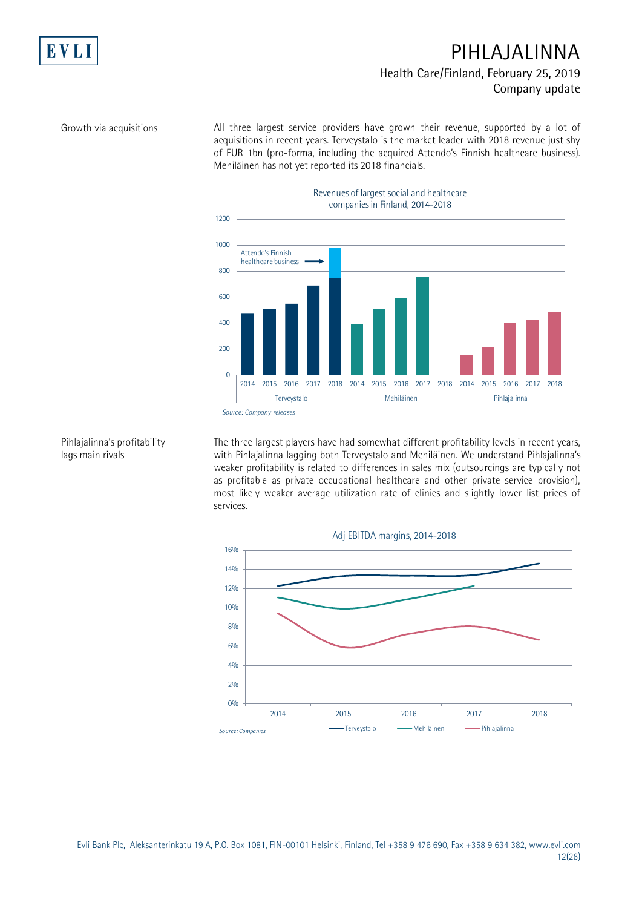**Growth via acquisitions**

All three largest service providers have grown their revenue, supported by a lot of acquisitions in recent years. Terveystalo is the market leader with 2018 revenue just shy of EUR 1bn (pro-forma, including the acquired Attendo's Finnish healthcare business). Mehiläinen has not yet reported its 2018 financials.

Revenues of largest social and healthcare companies in Finland, 2014-2018

*Source: Company releases*

**Pihlajalinna's profitability lags main rivals**

The three largest players have had somewhat different profitability levels in recent years, with Pihlajalinna lagging both Terveystalo and Mehiläinen. We understand Pihlajalinna's weaker profitability is related to differences in sales mix (outsourcings are typically not as profitable as private occupational healthcare and other private service provision), most likely weaker average utilization rate of clinics and slightly lower list prices of services.

Adj EBITDA margins, 2014-2018

*Source: Companies*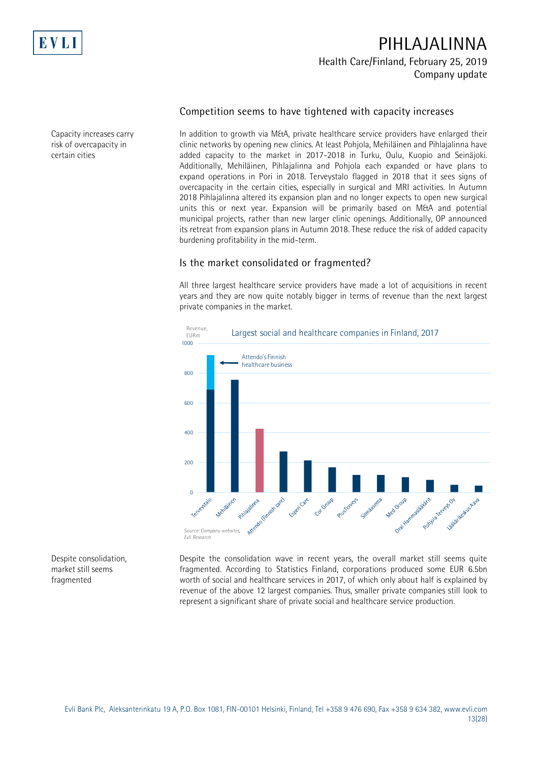## Competition seems to have tightened with capacity increases

Capacity increases carry risk of overcapacity in certain cities

In addition to growth via M&A, private healthcare service providers have enlarged their clinic networks by opening new clinics. At least Pohjola, Mehiläinen and Pihlajalinna have added capacity to the market in 2017-2018 in Turku, Oulu, Kuopio and Seinäjoki. Additionally, Mehiläinen, Pihlajalinna and Pohjola each expanded or have plans to expand operations in Pori in 2018. Terveystalo flagged in 2018 that it sees signs of overcapacity in the certain cities, especially in surgical and MRI activities. In Autumn 2018 Pihlajalinna altered its expansion plan and no longer expects to open new surgical units this or next year. Expansion will be primarily based on M&A and potential municipal projects, rather than new larger clinic openings. Additionally, OP announced its retreat from expansion plans in Autumn 2018. These reduce the risk of added capacity burdening profitability in the mid-term.

## Is the market consolidated or fragmented?

All three largest healthcare service providers have made a lot of acquisitions in recent years and they are now quite notably bigger in terms of revenue than the next largest private companies in the market.

Largest social and healthcare companies in Finland, 2017

Revenue, EURm

Attendo's Finnish healthcare business

Terveystalo, Mehiläinen, Pihlajalinna, Attendo (Finnish care), Esperi Care, Cor Group, PlusTerveys, Silmäasema, Med Group, Oral Hammaslääkärit, Pohjola Terveys Oy, Lääkärikeskus Aava

*Source: Company websites, Evli Research*

Despite consolidation, market still seems fragmented

Despite the consolidation wave in recent years, the overall market still seems quite fragmented. According to Statistics Finland, corporations produced some EUR 6.5bn worth of social and healthcare services in 2017, of which only about half is explained by revenue of the above 12 largest companies. Thus, smaller private companies still look to represent a significant share of private social and healthcare service production.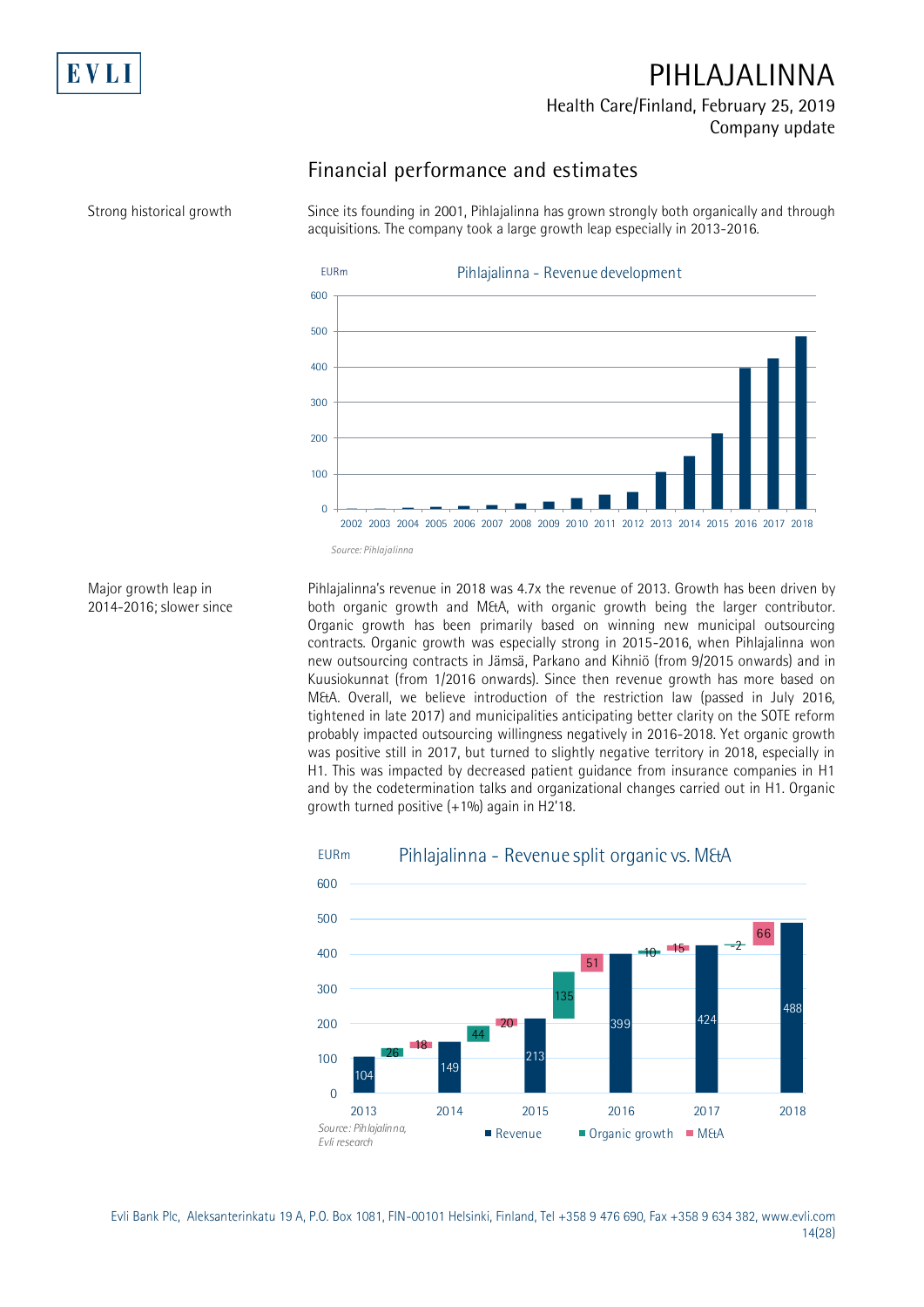## Financial performance and estimates

Strong historical growth

Since its founding in 2001, Pihlajalinna has grown strongly both organically and through acquisitions. The company took a large growth leap especially in 2013-2016.

Pihlajalinna - Revenue development

Source: Pihlajalinna

Major growth leap in 2014-2016; slower since

Pihlajalinna's revenue in 2018 was 4.7x the revenue of 2013. Growth has been driven by both organic growth and M&A, with organic growth being the larger contributor. Organic growth has been primarily based on winning new municipal outsourcing contracts. Organic growth was especially strong in 2015-2016, when Pihlajalinna won new outsourcing contracts in Jämsä, Parkano and Kihniö (from 9/2015 onwards) and in Kuusiokunnat (from 1/2016 onwards). Since then revenue growth has more based on M&A. Overall, we believe introduction of the restriction law (passed in July 2016, tightened in late 2017) and municipalities anticipating better clarity on the SOTE reform probably impacted outsourcing willingness negatively in 2016-2018. Yet organic growth was positive still in 2017, but turned to slightly negative territory in 2018, especially in H1. This was impacted by decreased patient guidance from insurance companies in H1 and by the codetermination talks and organizational changes carried out in H1. Organic growth turned positive (+1%) again in H2'18.

Pihlajalinna - Revenue split organic vs. M&A

Source: Pihlajalinna, Evli research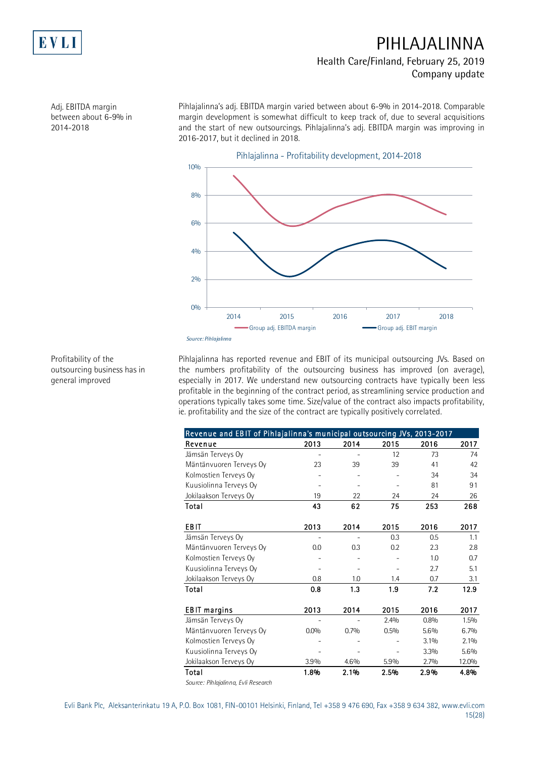Adj. EBITDA margin between about 6-9% in 2014-2018

Pihlajalinna's adj. EBITDA margin varied between about 6-9% in 2014-2018. Comparable margin development is somewhat difficult to keep track of, due to several acquisitions and the start of new outsourcings. Pihlajalinna's adj. EBITDA margin was improving in 2016-2017, but it declined in 2018.

Pihlajalinna - Profitability development, 2014-2018

*Source: Pihlajalinna*

Profitability of the outsourcing business has in general improved

Pihlajalinna has reported revenue and EBIT of its municipal outsourcing JVs. Based on the numbers profitability of the outsourcing business has improved (on average), especially in 2017. We understand new outsourcing contracts have typically been less profitable in the beginning of the contract period, as streamlining service production and operations typically takes some time. Size/value of the contract also impacts profitability, ie. profitability and the size of the contract are typically positively correlated.

**Revenue and EBIT of Pihlajalinna's municipal outsourcing JVs, 2013-2017**

| **Revenue** | **2013** | **2014** | **2015** | **2016** | **2017** |
|---|---|---|---|---|---|
| Jämsän Terveys Oy | - | - | 12 | 73 | 74 |
| Mäntänvuoren Terveys Oy | 23 | 39 | 39 | 41 | 42 |
| Kolmostien Terveys Oy | - | - | - | 34 | 34 |
| Kuusiolinna Terveys Oy | - | - | - | 81 | 91 |
| Jokilaakson Terveys Oy | 19 | 22 | 24 | 24 | 26 |
| **Total** | **43** | **62** | **75** | **253** | **268** |
| | | | | | |
| **EBIT** | **2013** | **2014** | **2015** | **2016** | **2017** |
| Jämsän Terveys Oy | - | - | 0.3 | 0.5 | 1.1 |
| Mäntänvuoren Terveys Oy | 0.0 | 0.3 | 0.2 | 2.3 | 2.8 |
| Kolmostien Terveys Oy | - | - | - | 1.0 | 0.7 |
| Kuusiolinna Terveys Oy | - | - | - | 2.7 | 5.1 |
| Jokilaakson Terveys Oy | 0.8 | 1.0 | 1.4 | 0.7 | 3.1 |
| **Total** | **0.8** | **1.3** | **1.9** | **7.2** | **12.9** |
| | | | | | |
| **EBIT margins** | **2013** | **2014** | **2015** | **2016** | **2017** |
| Jämsän Terveys Oy | - | - | 2.4% | 0.8% | 1.5% |
| Mäntänvuoren Terveys Oy | 0.0% | 0.7% | 0.5% | 5.6% | 6.7% |
| Kolmostien Terveys Oy | - | - | - | 3.1% | 2.1% |
| Kuusiolinna Terveys Oy | - | - | - | 3.3% | 5.6% |
| Jokilaakson Terveys Oy | 3.9% | 4.6% | 5.9% | 2.7% | 12.0% |
| **Total** | **1.8%** | **2.1%** | **2.5%** | **2.9%** | **4.8%** |

*Source: Pihlajalinna, Evli Research*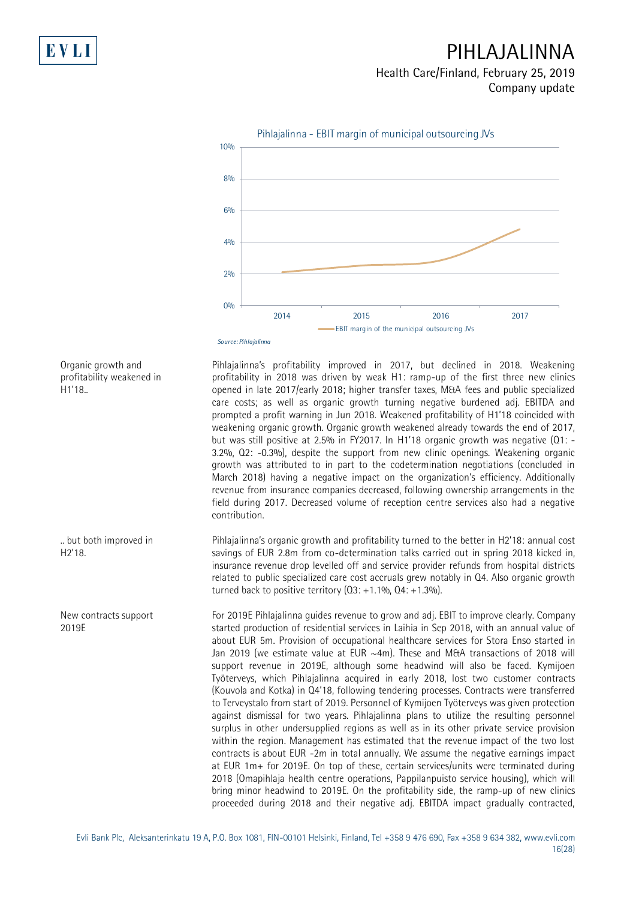Pihlajalinna - EBIT margin of municipal outsourcing JVs

Source: Pihlajalinna

Organic growth and profitability weakened in H1'18..

Pihlajalinna's profitability improved in 2017, but declined in 2018. Weakening profitability in 2018 was driven by weak H1: ramp-up of the first three new clinics opened in late 2017/early 2018; higher transfer taxes, M&A fees and public specialized care costs; as well as organic growth turning negative burdened adj. EBITDA and prompted a profit warning in Jun 2018. Weakened profitability of H1'18 coincided with weakening organic growth. Organic growth weakened already towards the end of 2017, but was still positive at 2.5% in FY2017. In H1'18 organic growth was negative (Q1: -3.2%, Q2: -0.3%), despite the support from new clinic openings. Weakening organic growth was attributed to in part to the codetermination negotiations (concluded in March 2018) having a negative impact on the organization's efficiency. Additionally revenue from insurance companies decreased, following ownership arrangements in the field during 2017. Decreased volume of reception centre services also had a negative contribution.

.. but both improved in H2'18.

Pihlajalinna's organic growth and profitability turned to the better in H2'18: annual cost savings of EUR 2.8m from co-determination talks carried out in spring 2018 kicked in, insurance revenue drop levelled off and service provider refunds from hospital districts related to public specialized care cost accruals grew notably in Q4. Also organic growth turned back to positive territory (Q3: +1.1%, Q4: +1.3%).

New contracts support 2019E

For 2019E Pihlajalinna guides revenue to grow and adj. EBIT to improve clearly. Company started production of residential services in Laihia in Sep 2018, with an annual value of about EUR 5m. Provision of occupational healthcare services for Stora Enso started in Jan 2019 (we estimate value at EUR ~4m). These and M&A transactions of 2018 will support revenue in 2019E, although some headwind will also be faced. Kymijoen Työterveys, which Pihlajalinna acquired in early 2018, lost two customer contracts (Kouvola and Kotka) in Q4'18, following tendering processes. Contracts were transferred to Terveystalo from start of 2019. Personnel of Kymijoen Työterveys was given protection against dismissal for two years. Pihlajalinna plans to utilize the resulting personnel surplus in other undersupplied regions as well as in its other private service provision within the region. Management has estimated that the revenue impact of the two lost contracts is about EUR -2m in total annually. We assume the negative earnings impact at EUR 1m+ for 2019E. On top of these, certain services/units were terminated during 2018 (Omapihlaja health centre operations, Pappilanpuisto service housing), which will bring minor headwind to 2019E. On the profitability side, the ramp-up of new clinics proceeded during 2018 and their negative adj. EBITDA impact gradually contracted,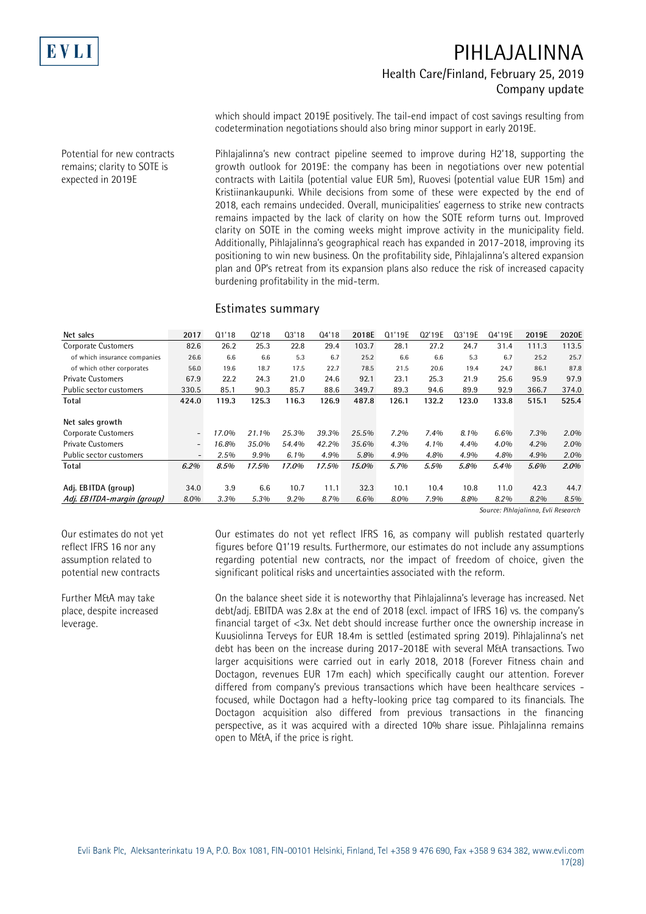which should impact 2019E positively. The tail-end impact of cost savings resulting from codetermination negotiations should also bring minor support in early 2019E.

**Potential for new contracts remains; clarity to SOTE is expected in 2019E**

Pihlajalinna's new contract pipeline seemed to improve during H2'18, supporting the growth outlook for 2019E: the company has been in negotiations over new potential contracts with Laitila (potential value EUR 5m), Ruovesi (potential value EUR 15m) and Kristiinankaupunki. While decisions from some of these were expected by the end of 2018, each remains undecided. Overall, municipalities' eagerness to strike new contracts remains impacted by the lack of clarity on how the SOTE reform turns out. Improved clarity on SOTE in the coming weeks might improve activity in the municipality field. Additionally, Pihlajalinna's geographical reach has expanded in 2017-2018, improving its positioning to win new business. On the profitability side, Pihlajalinna's altered expansion plan and OP's retreat from its expansion plans also reduce the risk of increased capacity burdening profitability in the mid-term.

## Estimates summary

| Net sales | 2017 | Q1'18 | Q2'18 | Q3'18 | Q4'18 | 2018E | Q1'19E | Q2'19E | Q3'19E | Q4'19E | 2019E | 2020E |
|---|---|---|---|---|---|---|---|---|---|---|---|---|
| Corporate Customers | 82.6 | 26.2 | 25.3 | 22.8 | 29.4 | 103.7 | 28.1 | 27.2 | 24.7 | 31.4 | 111.3 | 113.5 |
| of which insurance companies | 26.6 | 6.6 | 6.6 | 5.3 | 6.7 | 25.2 | 6.6 | 6.6 | 5.3 | 6.7 | 25.2 | 25.7 |
| of which other corporates | 56.0 | 19.6 | 18.7 | 17.5 | 22.7 | 78.5 | 21.5 | 20.6 | 19.4 | 24.7 | 86.1 | 87.8 |
| Private Customers | 67.9 | 22.2 | 24.3 | 21.0 | 24.6 | 92.1 | 23.1 | 25.3 | 21.9 | 25.6 | 95.9 | 97.9 |
| Public sector customers | 330.5 | 85.1 | 90.3 | 85.7 | 88.6 | 349.7 | 89.3 | 94.6 | 89.9 | 92.9 | 366.7 | 374.0 |
| **Total** | **424.0** | **119.3** | **125.3** | **116.3** | **126.9** | **487.8** | **126.1** | **132.2** | **123.0** | **133.8** | **515.1** | **525.4** |
| | | | | | | | | | | | | |
| **Net sales growth** | | | | | | | | | | | | |
| Corporate Customers | - | 17.0% | 21.1% | 25.3% | 39.3% | 25.5% | 7.2% | 7.4% | 8.1% | 6.6% | 7.3% | 2.0% |
| Private Customers | - | 16.8% | 35.0% | 54.4% | 42.2% | 35.6% | 4.3% | 4.1% | 4.4% | 4.0% | 4.2% | 2.0% |
| Public sector customers | - | 2.5% | 9.9% | 6.1% | 4.9% | 5.8% | 4.9% | 4.8% | 4.9% | 4.8% | 4.9% | 2.0% |
| **Total** | **6.2%** | **8.5%** | **17.5%** | **17.0%** | **17.5%** | **15.0%** | **5.7%** | **5.5%** | **5.8%** | **5.4%** | **5.6%** | **2.0%** |
| | | | | | | | | | | | | |
| **Adj. EBITDA (group)** | 34.0 | 3.9 | 6.6 | 10.7 | 11.1 | 32.3 | 10.1 | 10.4 | 10.8 | 11.0 | 42.3 | 44.7 |
| ***Adj. EBITDA-margin (group)*** | *8.0%* | *3.3%* | *5.3%* | *9.2%* | *8.7%* | *6.6%* | *8.0%* | *7.9%* | *8.8%* | *8.2%* | *8.2%* | *8.5%* |

*Source: Pihlajalinna, Evli Research*

**Our estimates do not yet reflect IFRS 16 nor any assumption related to potential new contracts**

Our estimates do not yet reflect IFRS 16, as company will publish restated quarterly figures before Q1'19 results. Furthermore, our estimates do not include any assumptions regarding potential new contracts, nor the impact of freedom of choice, given the significant political risks and uncertainties associated with the reform.

**Further M&A may take place, despite increased leverage.**

On the balance sheet side it is noteworthy that Pihlajalinna's leverage has increased. Net debt/adj. EBITDA was 2.8x at the end of 2018 (excl. impact of IFRS 16) vs. the company's financial target of <3x. Net debt should increase further once the ownership increase in Kuusiolinna Terveys for EUR 18.4m is settled (estimated spring 2019). Pihlajalinna's net debt has been on the increase during 2017-2018E with several M&A transactions. Two larger acquisitions were carried out in early 2018, 2018 (Forever Fitness chain and Doctagon, revenues EUR 17m each) which specifically caught our attention. Forever differed from company's previous transactions which have been healthcare services - focused, while Doctagon had a hefty-looking price tag compared to its financials. The Doctagon acquisition also differed from previous transactions in the financing perspective, as it was acquired with a directed 10% share issue. Pihlajalinna remains open to M&A, if the price is right.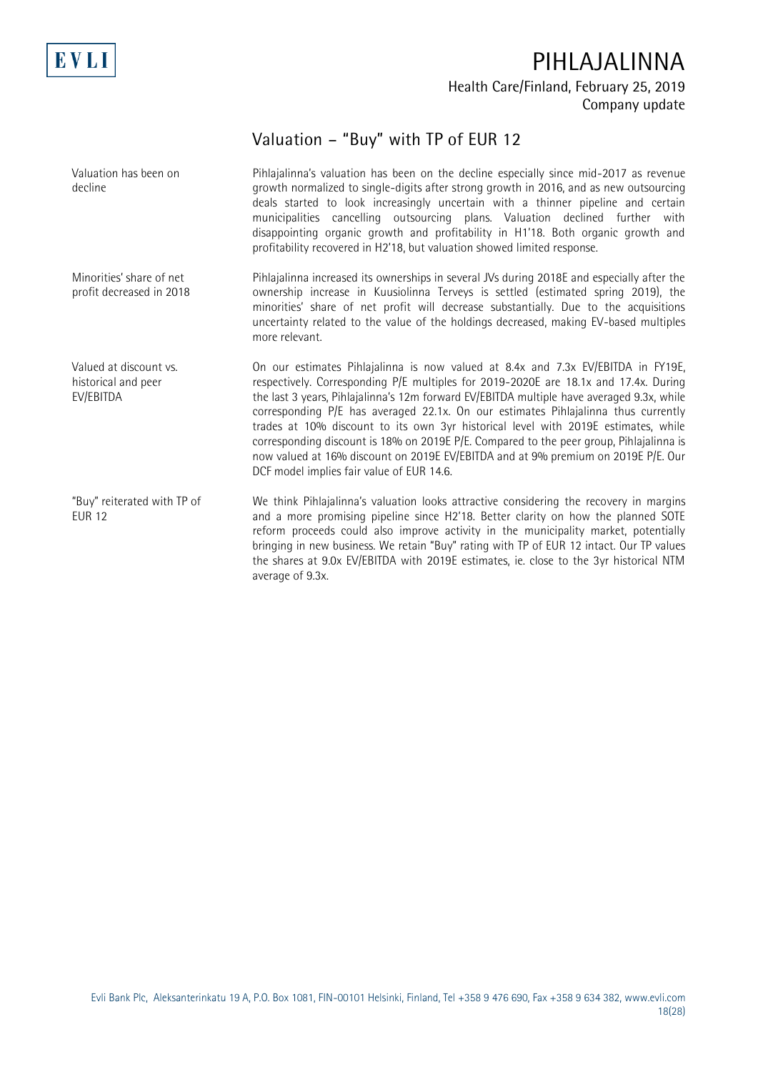## Valuation – "Buy" with TP of EUR 12

**Valuation has been on decline**

Pihlajalinna's valuation has been on the decline especially since mid-2017 as revenue growth normalized to single-digits after strong growth in 2016, and as new outsourcing deals started to look increasingly uncertain with a thinner pipeline and certain municipalities cancelling outsourcing plans. Valuation declined further with disappointing organic growth and profitability in H1'18. Both organic growth and profitability recovered in H2'18, but valuation showed limited response.

**Minorities' share of net profit decreased in 2018**

Pihlajalinna increased its ownerships in several JVs during 2018E and especially after the ownership increase in Kuusiolinna Terveys is settled (estimated spring 2019), the minorities' share of net profit will decrease substantially. Due to the acquisitions uncertainty related to the value of the holdings decreased, making EV-based multiples more relevant.

**Valued at discount vs. historical and peer EV/EBITDA**

On our estimates Pihlajalinna is now valued at 8.4x and 7.3x EV/EBITDA in FY19E, respectively. Corresponding P/E multiples for 2019-2020E are 18.1x and 17.4x. During the last 3 years, Pihlajalinna's 12m forward EV/EBITDA multiple have averaged 9.3x, while corresponding P/E has averaged 22.1x. On our estimates Pihlajalinna thus currently trades at 10% discount to its own 3yr historical level with 2019E estimates, while corresponding discount is 18% on 2019E P/E. Compared to the peer group, Pihlajalinna is now valued at 16% discount on 2019E EV/EBITDA and at 9% premium on 2019E P/E. Our DCF model implies fair value of EUR 14.6.

**"Buy" reiterated with TP of EUR 12**

We think Pihlajalinna's valuation looks attractive considering the recovery in margins and a more promising pipeline since H2'18. Better clarity on how the planned SOTE reform proceeds could also improve activity in the municipality market, potentially bringing in new business. We retain "Buy" rating with TP of EUR 12 intact. Our TP values the shares at 9.0x EV/EBITDA with 2019E estimates, ie. close to the 3yr historical NTM average of 9.3x.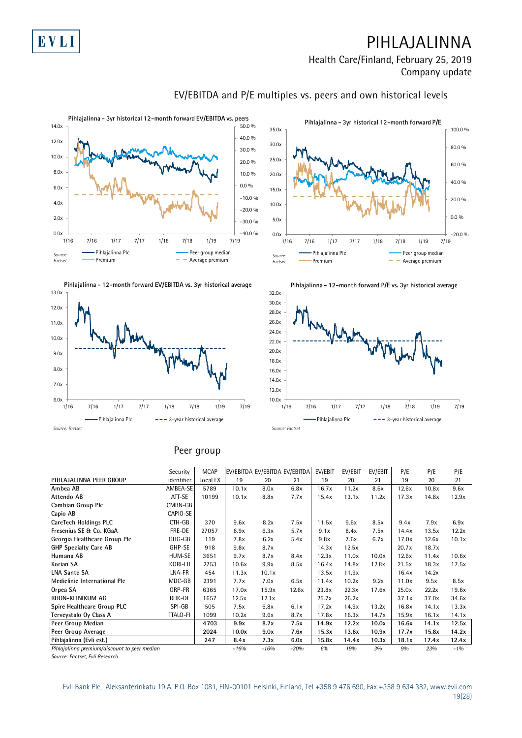# PIHLAJALINNA

Health Care/Finland, February 25, 2019
Company update

## EV/EBITDA and P/E multiples vs. peers and own historical levels

Pihlajalinna - 3yr historical 12-month forward EV/EBITDA vs. peers

Source: Factset

Pihlajalinna - 3yr historical 12-month forward P/E

Source: Factset

Pihlajalinna - 12-month forward EV/EBITDA vs. 3yr historical average

Source: Factset

Pihlajalinna - 12-month forward P/E vs. 3yr historical average

Source: Factset

## Peer group

| PIHLAJALINNA PEER GROUP | Security identifier | MCAP Local FX | EV/EBITDA 19 | EV/EBITDA 20 | EV/EBITDA 21 | EV/EBIT 19 | EV/EBIT 20 | EV/EBIT 21 | P/E 19 | P/E 20 | P/E 21 |
|---|---|---|---|---|---|---|---|---|---|---|---|
| Ambea AB | AMBEA-SE | 5789 | 10.1x | 8.0x | 6.8x | 16.7x | 11.2x | 8.6x | 12.6x | 10.8x | 9.6x |
| Attendo AB | ATT-SE | 10199 | 10.1x | 8.8x | 7.7x | 15.4x | 13.1x | 11.2x | 17.3x | 14.8x | 12.9x |
| Cambian Group Plc | CMBN-GB | | | | | | | | | | |
| Capio AB | CAPIO-SE | | | | | | | | | | |
| CareTech Holdings PLC | CTH-GB | 370 | 9.6x | 8.2x | 7.5x | 11.5x | 9.6x | 8.5x | 9.4x | 7.9x | 6.9x |
| Fresenius SE & Co. KGaA | FRE-DE | 27057 | 6.9x | 6.3x | 5.7x | 9.1x | 8.4x | 7.5x | 14.4x | 13.5x | 12.2x |
| Georgia Healthcare Group Plc | GHG-GB | 119 | 7.8x | 6.2x | 5.4x | 9.8x | 7.6x | 6.7x | 17.0x | 12.6x | 10.1x |
| GHP Specialty Care AB | GHP-SE | 918 | 9.8x | 8.7x | | 14.3x | 12.5x | | 20.7x | 18.7x | |
| Humana AB | HUM-SE | 3651 | 9.7x | 8.7x | 8.4x | 12.3x | 11.0x | 10.0x | 12.6x | 11.4x | 10.6x |
| Korian SA | KORI-FR | 2753 | 10.6x | 9.9x | 8.5x | 16.4x | 14.8x | 12.8x | 21.5x | 18.3x | 17.5x |
| LNA Sante SA | LNA-FR | 454 | 11.3x | 10.1x | | 13.5x | 11.9x | | 16.4x | 14.2x | |
| Mediclinic International Plc | MDC-GB | 2391 | 7.7x | 7.0x | 6.5x | 11.4x | 10.2x | 9.2x | 11.0x | 9.5x | 8.5x |
| Orpea SA | ORP-FR | 6365 | 17.0x | 15.9x | 12.6x | 23.8x | 22.3x | 17.6x | 25.0x | 22.2x | 19.6x |
| RHON-KLINIKUM AG | RHK-DE | 1657 | 12.5x | 12.1x | | 25.7x | 26.2x | | 37.1x | 37.0x | 34.6x |
| Spire Healthcare Group PLC | SPI-GB | 505 | 7.5x | 6.8x | 6.1x | 17.2x | 14.9x | 13.2x | 16.8x | 14.1x | 13.3x |
| Terveystalo Oy Class A | TTALO-FI | 1099 | 10.2x | 9.6x | 8.7x | 17.8x | 16.3x | 14.7x | 15.9x | 16.1x | 14.1x |
| **Peer Group Median** | | **4703** | **9.9x** | **8.7x** | **7.5x** | **14.9x** | **12.2x** | **10.0x** | **16.6x** | **14.1x** | **12.5x** |
| **Peer Group Average** | | **2024** | **10.0x** | **9.0x** | **7.6x** | **15.3x** | **13.6x** | **10.9x** | **17.7x** | **15.8x** | **14.2x** |
| **Pihlajalinna (Evli est.)** | | **247** | **8.4x** | **7.3x** | **6.0x** | **15.8x** | **14.4x** | **10.3x** | **18.1x** | **17.4x** | **12.4x** |
| *Pihlajalinna premium/discount to peer median* | | | *-16%* | *-16%* | *-20%* | *6%* | *19%* | *3%* | *9%* | *23%* | *-1%* |

*Source: Factset, Evli Research*

Evli Bank Plc, Aleksanterinkatu 19 A, P.O. Box 1081, FIN-00101 Helsinki, Finland, Tel +358 9 476 690, Fax +358 9 634 382, www.evli.com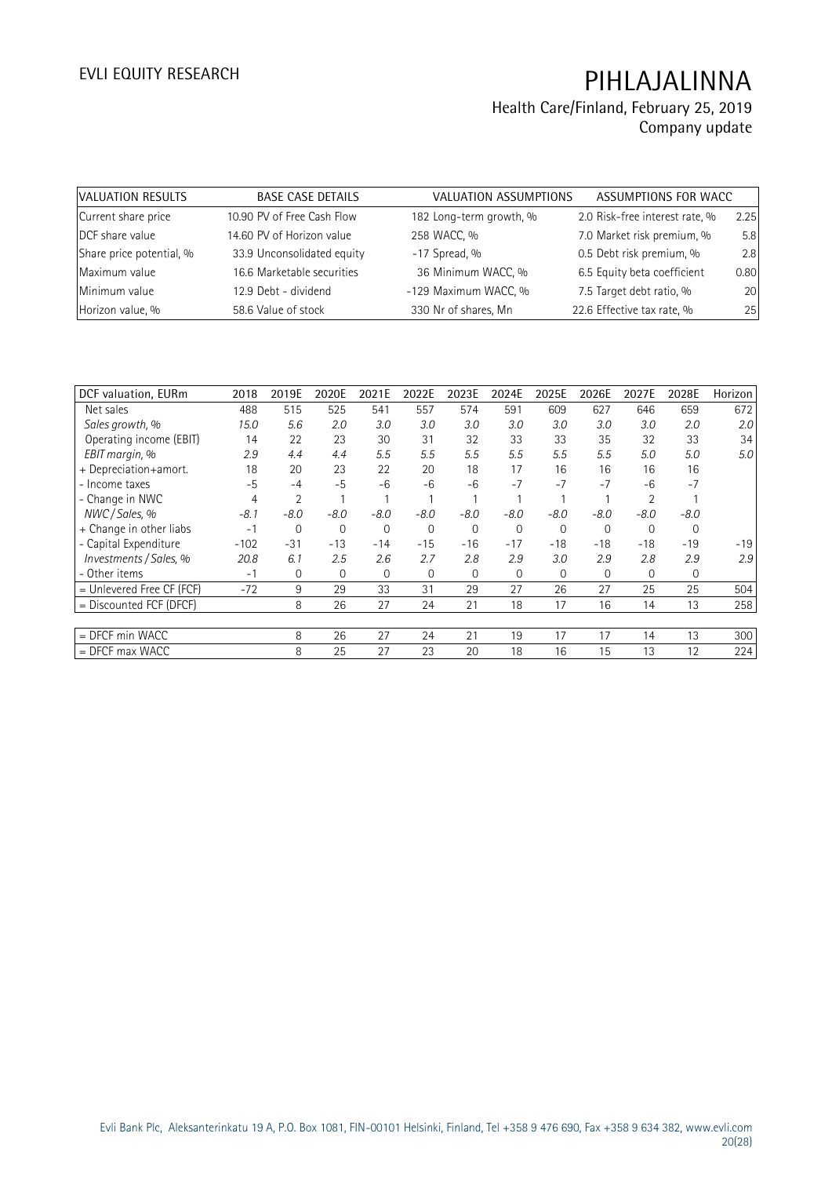| VALUATION RESULTS | BASE CASE DETAILS | | VALUATION ASSUMPTIONS | | ASSUMPTIONS FOR WACC | |
|---|---|---|---|---|---|---|
| Current share price | 10.90 | PV of Free Cash Flow | 182 | Long-term growth, % | 2.0 | Risk-free interest rate, % | 2.25 |
| DCF share value | 14.60 | PV of Horizon value | 258 | WACC, % | 7.0 | Market risk premium, % | 5.8 |
| Share price potential, % | 33.9 | Unconsolidated equity | -17 | Spread, % | 0.5 | Debt risk premium, % | 2.8 |
| Maximum value | 16.6 | Marketable securities | 36 | Minimum WACC, % | 6.5 | Equity beta coefficient | 0.80 |
| Minimum value | 12.9 | Debt - dividend | -129 | Maximum WACC, % | 7.5 | Target debt ratio, % | 20 |
| Horizon value, % | 58.6 | Value of stock | 330 | Nr of shares, Mn | 22.6 | Effective tax rate, % | 25 |

| DCF valuation, EURm | 2018 | 2019E | 2020E | 2021E | 2022E | 2023E | 2024E | 2025E | 2026E | 2027E | 2028E | Horizon |
|---|---|---|---|---|---|---|---|---|---|---|---|---|
| Net sales | 488 | 515 | 525 | 541 | 557 | 574 | 591 | 609 | 627 | 646 | 659 | 672 |
| *Sales growth, %* | *15.0* | *5.6* | *2.0* | *3.0* | *3.0* | *3.0* | *3.0* | *3.0* | *3.0* | *3.0* | *2.0* | *2.0* |
| Operating income (EBIT) | 14 | 22 | 23 | 30 | 31 | 32 | 33 | 33 | 35 | 32 | 33 | 34 |
| *EBIT margin, %* | *2.9* | *4.4* | *4.4* | *5.5* | *5.5* | *5.5* | *5.5* | *5.5* | *5.5* | *5.0* | *5.0* | *5.0* |
| + Depreciation+amort. | 18 | 20 | 23 | 22 | 20 | 18 | 17 | 16 | 16 | 16 | 16 | |
| - Income taxes | -5 | -4 | -5 | -6 | -6 | -6 | -7 | -7 | -7 | -6 | -7 | |
| - Change in NWC | 4 | 2 | 1 | 1 | 1 | 1 | 1 | 1 | 1 | 2 | 1 | |
| *NWC / Sales, %* | *-8.1* | *-8.0* | *-8.0* | *-8.0* | *-8.0* | *-8.0* | *-8.0* | *-8.0* | *-8.0* | *-8.0* | *-8.0* | |
| + Change in other liabs | -1 | 0 | 0 | 0 | 0 | 0 | 0 | 0 | 0 | 0 | 0 | |
| - Capital Expenditure | -102 | -31 | -13 | -14 | -15 | -16 | -17 | -18 | -18 | -18 | -19 | -19 |
| *Investments / Sales, %* | *20.8* | *6.1* | *2.5* | *2.6* | *2.7* | *2.8* | *2.9* | *3.0* | *2.9* | *2.8* | *2.9* | *2.9* |
| - Other items | -1 | 0 | 0 | 0 | 0 | 0 | 0 | 0 | 0 | 0 | 0 | |
| = Unlevered Free CF (FCF) | -72 | 9 | 29 | 33 | 31 | 29 | 27 | 26 | 27 | 25 | 25 | 504 |
| = Discounted FCF (DFCF) | | 8 | 26 | 27 | 24 | 21 | 18 | 17 | 16 | 14 | 13 | 258 |
| | | | | | | | | | | | | |
| = DFCF min WACC | | 8 | 26 | 27 | 24 | 21 | 19 | 17 | 17 | 14 | 13 | 300 |
| = DFCF max WACC | | 8 | 25 | 27 | 23 | 20 | 18 | 16 | 15 | 13 | 12 | 224 |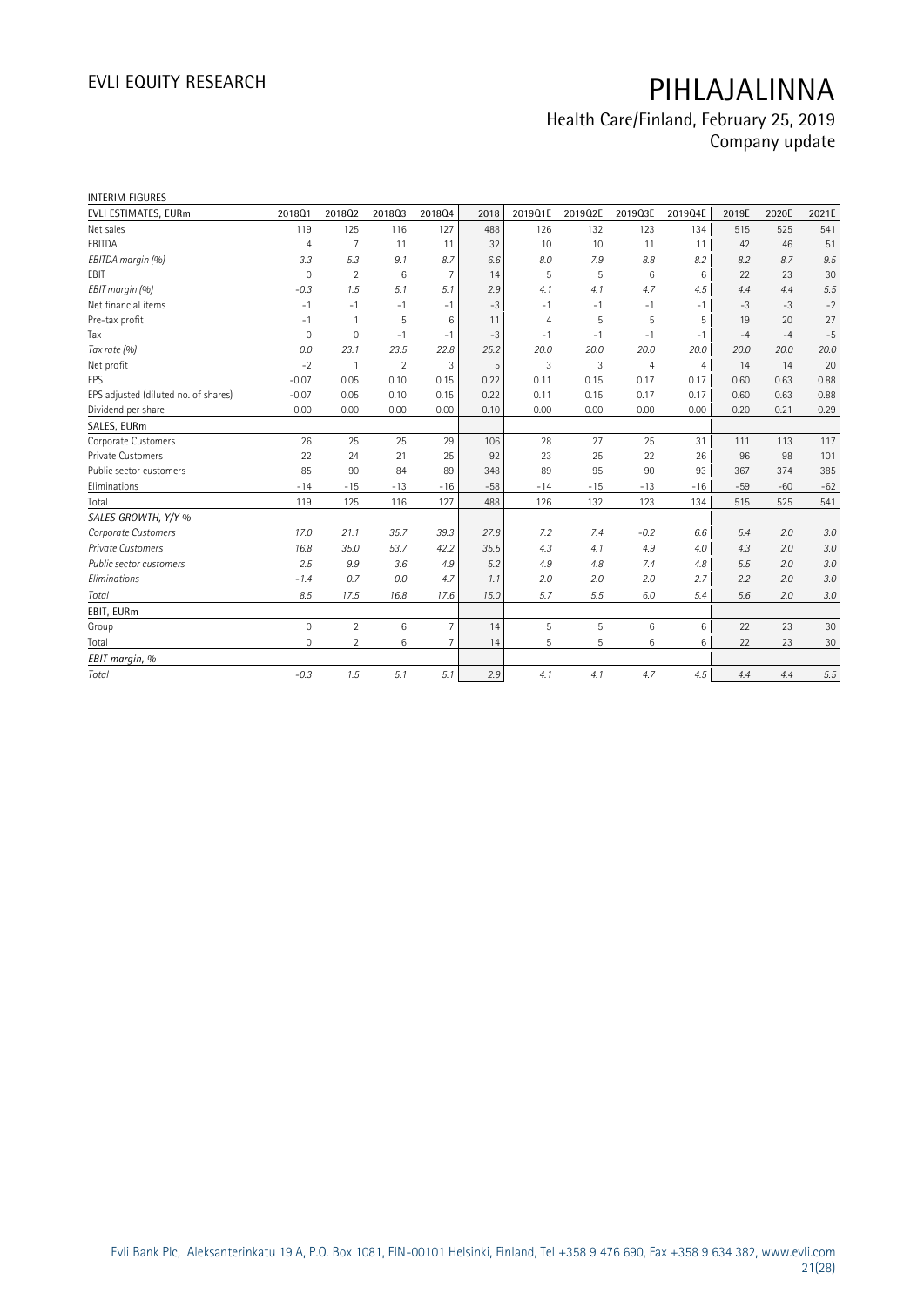INTERIM FIGURES

| EVLI ESTIMATES, EURm | 2018Q1 | 2018Q2 | 2018Q3 | 2018Q4 | 2018 | 2019Q1E | 2019Q2E | 2019Q3E | 2019Q4E | 2019E | 2020E | 2021E |
|---|---|---|---|---|---|---|---|---|---|---|---|---|
| Net sales | 119 | 125 | 116 | 127 | 488 | 126 | 132 | 123 | 134 | 515 | 525 | 541 |
| EBITDA | 4 | 7 | 11 | 11 | 32 | 10 | 10 | 11 | 11 | 42 | 46 | 51 |
| *EBITDA margin (%)* | *3.3* | *5.3* | *9.1* | *8.7* | *6.6* | *8.0* | *7.9* | *8.8* | *8.2* | *8.2* | *8.7* | *9.5* |
| EBIT | 0 | 2 | 6 | 7 | 14 | 5 | 5 | 6 | 6 | 22 | 23 | 30 |
| *EBIT margin (%)* | *-0.3* | *1.5* | *5.1* | *5.1* | *2.9* | *4.1* | *4.1* | *4.7* | *4.5* | *4.4* | *4.4* | *5.5* |
| Net financial items | -1 | -1 | -1 | -1 | -3 | -1 | -1 | -1 | -1 | -3 | -3 | -2 |
| Pre-tax profit | -1 | 1 | 5 | 6 | 11 | 4 | 5 | 5 | 5 | 19 | 20 | 27 |
| Tax | 0 | 0 | -1 | -1 | -3 | -1 | -1 | -1 | -1 | -4 | -4 | -5 |
| *Tax rate (%)* | *0.0* | *23.1* | *23.5* | *22.8* | *25.2* | *20.0* | *20.0* | *20.0* | *20.0* | *20.0* | *20.0* | *20.0* |
| Net profit | -2 | 1 | 2 | 3 | 5 | 3 | 3 | 4 | 4 | 14 | 14 | 20 |
| EPS | -0.07 | 0.05 | 0.10 | 0.15 | 0.22 | 0.11 | 0.15 | 0.17 | 0.17 | 0.60 | 0.63 | 0.88 |
| EPS adjusted (diluted no. of shares) | -0.07 | 0.05 | 0.10 | 0.15 | 0.22 | 0.11 | 0.15 | 0.17 | 0.17 | 0.60 | 0.63 | 0.88 |
| Dividend per share | 0.00 | 0.00 | 0.00 | 0.00 | 0.10 | 0.00 | 0.00 | 0.00 | 0.00 | 0.20 | 0.21 | 0.29 |
| SALES, EURm | | | | | | | | | | | | |
| Corporate Customers | 26 | 25 | 25 | 29 | 106 | 28 | 27 | 25 | 31 | 111 | 113 | 117 |
| Private Customers | 22 | 24 | 21 | 25 | 92 | 23 | 25 | 22 | 26 | 96 | 98 | 101 |
| Public sector customers | 85 | 90 | 84 | 89 | 348 | 89 | 95 | 90 | 93 | 367 | 374 | 385 |
| Eliminations | -14 | -15 | -13 | -16 | -58 | -14 | -15 | -13 | -16 | -59 | -60 | -62 |
| Total | 119 | 125 | 116 | 127 | 488 | 126 | 132 | 123 | 134 | 515 | 525 | 541 |
| *SALES GROWTH, Y/Y %* | | | | | | | | | | | | |
| *Corporate Customers* | *17.0* | *21.1* | *35.7* | *39.3* | *27.8* | *7.2* | *7.4* | *-0.2* | *6.6* | *5.4* | *2.0* | *3.0* |
| *Private Customers* | *16.8* | *35.0* | *53.7* | *42.2* | *35.5* | *4.3* | *4.1* | *4.9* | *4.0* | *4.3* | *2.0* | *3.0* |
| *Public sector customers* | *2.5* | *9.9* | *3.6* | *4.9* | *5.2* | *4.9* | *4.8* | *7.4* | *4.8* | *5.5* | *2.0* | *3.0* |
| *Eliminations* | *-1.4* | *0.7* | *0.0* | *4.7* | *1.1* | *2.0* | *2.0* | *2.0* | *2.7* | *2.2* | *2.0* | *3.0* |
| *Total* | *8.5* | *17.5* | *16.8* | *17.6* | *15.0* | *5.7* | *5.5* | *6.0* | *5.4* | *5.6* | *2.0* | *3.0* |
| EBIT, EURm | | | | | | | | | | | | |
| Group | 0 | 2 | 6 | 7 | 14 | 5 | 5 | 6 | 6 | 22 | 23 | 30 |
| Total | 0 | 2 | 6 | 7 | 14 | 5 | 5 | 6 | 6 | 22 | 23 | 30 |
| *EBIT margin, %* | | | | | | | | | | | | |
| *Total* | *-0.3* | *1.5* | *5.1* | *5.1* | *2.9* | *4.1* | *4.1* | *4.7* | *4.5* | *4.4* | *4.4* | *5.5* |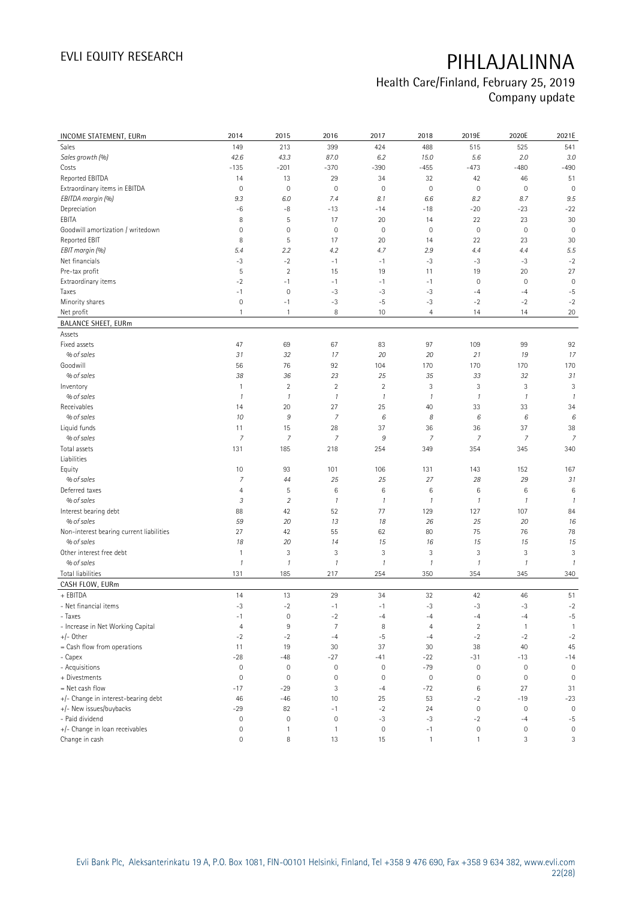# PIHLAJALINNA

Health Care/Finland, February 25, 2019
Company update

| INCOME STATEMENT, EURm | 2014 | 2015 | 2016 | 2017 | 2018 | 2019E | 2020E | 2021E |
|---|---|---|---|---|---|---|---|---|
| Sales | 149 | 213 | 399 | 424 | 488 | 515 | 525 | 541 |
| *Sales growth (%)* | *42.6* | *43.3* | *87.0* | *6.2* | *15.0* | *5.6* | *2.0* | *3.0* |
| Costs | -135 | -201 | -370 | -390 | -455 | -473 | -480 | -490 |
| Reported EBITDA | 14 | 13 | 29 | 34 | 32 | 42 | 46 | 51 |
| Extraordinary items in EBITDA | 0 | 0 | 0 | 0 | 0 | 0 | 0 | 0 |
| *EBITDA margin (%)* | *9.3* | *6.0* | *7.4* | *8.1* | *6.6* | *8.2* | *8.7* | *9.5* |
| Depreciation | -6 | -8 | -13 | -14 | -18 | -20 | -23 | -22 |
| EBITA | 8 | 5 | 17 | 20 | 14 | 22 | 23 | 30 |
| Goodwill amortization / writedown | 0 | 0 | 0 | 0 | 0 | 0 | 0 | 0 |
| Reported EBIT | 8 | 5 | 17 | 20 | 14 | 22 | 23 | 30 |
| *EBIT margin (%)* | *5.4* | *2.2* | *4.2* | *4.7* | *2.9* | *4.4* | *4.4* | *5.5* |
| Net financials | -3 | -2 | -1 | -1 | -3 | -3 | -3 | -2 |
| Pre-tax profit | 5 | 2 | 15 | 19 | 11 | 19 | 20 | 27 |
| Extraordinary items | -2 | -1 | -1 | -1 | -1 | 0 | 0 | 0 |
| Taxes | -1 | 0 | -3 | -3 | -3 | -4 | -4 | -5 |
| Minority shares | 0 | -1 | -3 | -5 | -3 | -2 | -2 | -2 |
| Net profit | 1 | 1 | 8 | 10 | 4 | 14 | 14 | 20 |
| **BALANCE SHEET, EURm** | | | | | | | | |
| Assets | | | | | | | | |
| Fixed assets | 47 | 69 | 67 | 83 | 97 | 109 | 99 | 92 |
| *% of sales* | *31* | *32* | *17* | *20* | *20* | *21* | *19* | *17* |
| Goodwill | 56 | 76 | 92 | 104 | 170 | 170 | 170 | 170 |
| *% of sales* | *38* | *36* | *23* | *25* | *35* | *33* | *32* | *31* |
| Inventory | 1 | 2 | 2 | 2 | 3 | 3 | 3 | 3 |
| *% of sales* | *1* | *1* | *1* | *1* | *1* | *1* | *1* | *1* |
| Receivables | 14 | 20 | 27 | 25 | 40 | 33 | 33 | 34 |
| *% of sales* | *10* | *9* | *7* | *6* | *8* | *6* | *6* | *6* |
| Liquid funds | 11 | 15 | 28 | 37 | 36 | 36 | 37 | 38 |
| *% of sales* | *7* | *7* | *7* | *9* | *7* | *7* | *7* | *7* |
| Total assets | 131 | 185 | 218 | 254 | 349 | 354 | 345 | 340 |
| Liabilities | | | | | | | | |
| Equity | 10 | 93 | 101 | 106 | 131 | 143 | 152 | 167 |
| *% of sales* | *7* | *44* | *25* | *25* | *27* | *28* | *29* | *31* |
| Deferred taxes | 4 | 5 | 6 | 6 | 6 | 6 | 6 | 6 |
| *% of sales* | *3* | *2* | *1* | *1* | *1* | *1* | *1* | *1* |
| Interest bearing debt | 88 | 42 | 52 | 77 | 129 | 127 | 107 | 84 |
| *% of sales* | *59* | *20* | *13* | *18* | *26* | *25* | *20* | *16* |
| Non-interest bearing current liabilities | 27 | 42 | 55 | 62 | 80 | 75 | 76 | 78 |
| *% of sales* | *18* | *20* | *14* | *15* | *16* | *15* | *15* | *15* |
| Other interest free debt | 1 | 3 | 3 | 3 | 3 | 3 | 3 | 3 |
| *% of sales* | *1* | *1* | *1* | *1* | *1* | *1* | *1* | *1* |
| Total liabilities | 131 | 185 | 217 | 254 | 350 | 354 | 345 | 340 |
| **CASH FLOW, EURm** | | | | | | | | |
| + EBITDA | 14 | 13 | 29 | 34 | 32 | 42 | 46 | 51 |
| - Net financial items | -3 | -2 | -1 | -1 | -3 | -3 | -3 | -2 |
| - Taxes | -1 | 0 | -2 | -4 | -4 | -4 | -4 | -5 |
| - Increase in Net Working Capital | 4 | 9 | 7 | 8 | 4 | 2 | 1 | 1 |
| +/- Other | -2 | -2 | -4 | -5 | -4 | -2 | -2 | -2 |
| = Cash flow from operations | 11 | 19 | 30 | 37 | 30 | 38 | 40 | 45 |
| - Capex | -28 | -48 | -27 | -41 | -22 | -31 | -13 | -14 |
| - Acquisitions | 0 | 0 | 0 | 0 | -79 | 0 | 0 | 0 |
| + Divestments | 0 | 0 | 0 | 0 | 0 | 0 | 0 | 0 |
| = Net cash flow | -17 | -29 | 3 | -4 | -72 | 6 | 27 | 31 |
| +/- Change in interest-bearing debt | 46 | -46 | 10 | 25 | 53 | -2 | -19 | -23 |
| +/- New issues/buybacks | -29 | 82 | -1 | -2 | 24 | 0 | 0 | 0 |
| - Paid dividend | 0 | 0 | 0 | -3 | -3 | -2 | -4 | -5 |
| +/- Change in loan receivables | 0 | 1 | 1 | 0 | -1 | 0 | 0 | 0 |
| Change in cash | 0 | 8 | 13 | 15 | 1 | 1 | 3 | 3 |

Evli Bank Plc, Aleksanterinkatu 19 A, P.O. Box 1081, FIN-00101 Helsinki, Finland, Tel +358 9 476 690, Fax +358 9 634 382, www.evli.com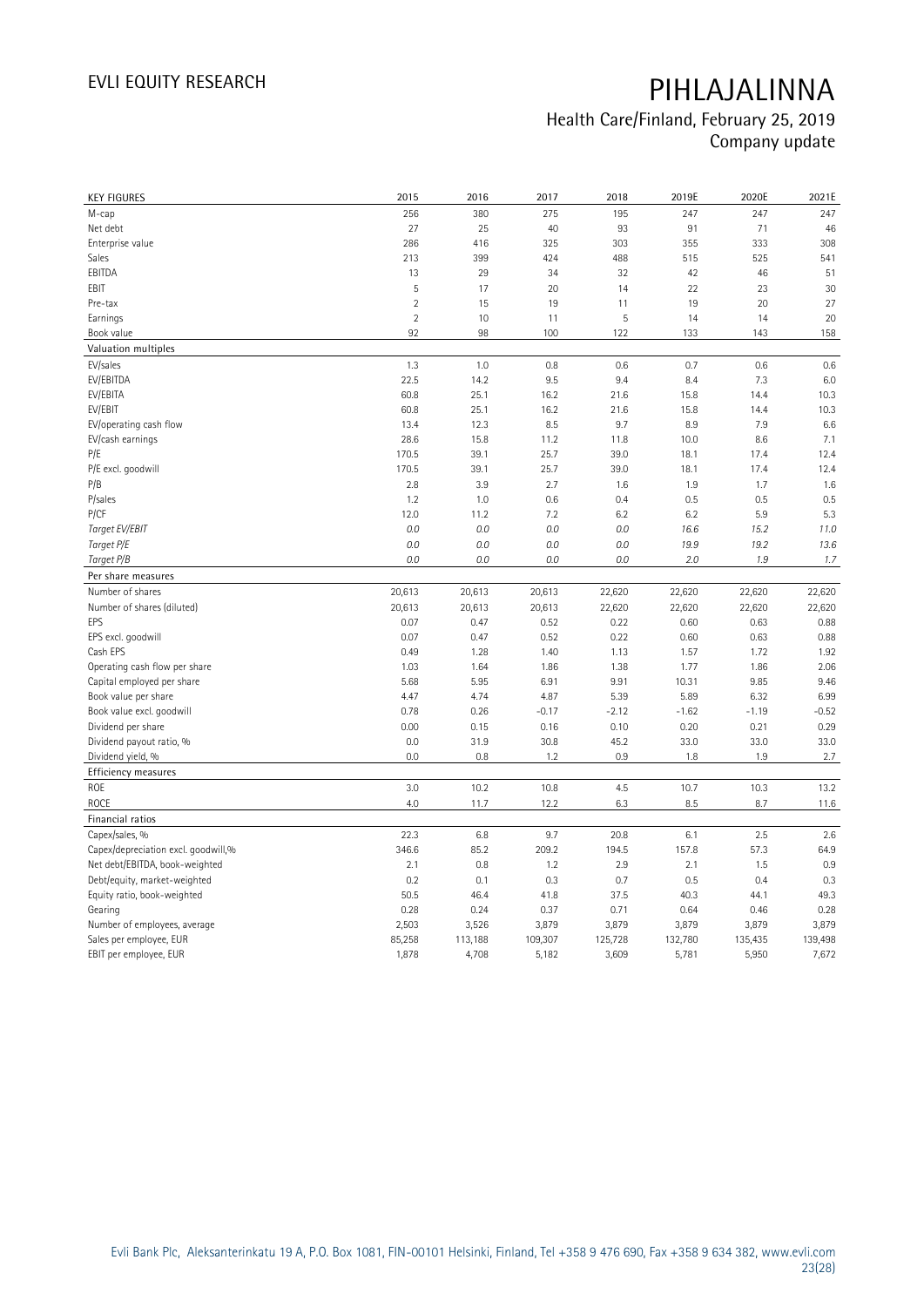# PIHLAJALINNA

Health Care/Finland, February 25, 2019
Company update

| KEY FIGURES | 2015 | 2016 | 2017 | 2018 | 2019E | 2020E | 2021E |
|---|---|---|---|---|---|---|---|
| M-cap | 256 | 380 | 275 | 195 | 247 | 247 | 247 |
| Net debt | 27 | 25 | 40 | 93 | 91 | 71 | 46 |
| Enterprise value | 286 | 416 | 325 | 303 | 355 | 333 | 308 |
| Sales | 213 | 399 | 424 | 488 | 515 | 525 | 541 |
| EBITDA | 13 | 29 | 34 | 32 | 42 | 46 | 51 |
| EBIT | 5 | 17 | 20 | 14 | 22 | 23 | 30 |
| Pre-tax | 2 | 15 | 19 | 11 | 19 | 20 | 27 |
| Earnings | 2 | 10 | 11 | 5 | 14 | 14 | 20 |
| Book value | 92 | 98 | 100 | 122 | 133 | 143 | 158 |
| **Valuation multiples** | | | | | | | |
| EV/sales | 1.3 | 1.0 | 0.8 | 0.6 | 0.7 | 0.6 | 0.6 |
| EV/EBITDA | 22.5 | 14.2 | 9.5 | 9.4 | 8.4 | 7.3 | 6.0 |
| EV/EBITA | 60.8 | 25.1 | 16.2 | 21.6 | 15.8 | 14.4 | 10.3 |
| EV/EBIT | 60.8 | 25.1 | 16.2 | 21.6 | 15.8 | 14.4 | 10.3 |
| EV/operating cash flow | 13.4 | 12.3 | 8.5 | 9.7 | 8.9 | 7.9 | 6.6 |
| EV/cash earnings | 28.6 | 15.8 | 11.2 | 11.8 | 10.0 | 8.6 | 7.1 |
| P/E | 170.5 | 39.1 | 25.7 | 39.0 | 18.1 | 17.4 | 12.4 |
| P/E excl. goodwill | 170.5 | 39.1 | 25.7 | 39.0 | 18.1 | 17.4 | 12.4 |
| P/B | 2.8 | 3.9 | 2.7 | 1.6 | 1.9 | 1.7 | 1.6 |
| P/sales | 1.2 | 1.0 | 0.6 | 0.4 | 0.5 | 0.5 | 0.5 |
| P/CF | 12.0 | 11.2 | 7.2 | 6.2 | 6.2 | 5.9 | 5.3 |
| *Target EV/EBIT* | *0.0* | *0.0* | *0.0* | *0.0* | *16.6* | *15.2* | *11.0* |
| *Target P/E* | *0.0* | *0.0* | *0.0* | *0.0* | *19.9* | *19.2* | *13.6* |
| *Target P/B* | *0.0* | *0.0* | *0.0* | *0.0* | *2.0* | *1.9* | *1.7* |
| **Per share measures** | | | | | | | |
| Number of shares | 20,613 | 20,613 | 20,613 | 22,620 | 22,620 | 22,620 | 22,620 |
| Number of shares (diluted) | 20,613 | 20,613 | 20,613 | 22,620 | 22,620 | 22,620 | 22,620 |
| EPS | 0.07 | 0.47 | 0.52 | 0.22 | 0.60 | 0.63 | 0.88 |
| EPS excl. goodwill | 0.07 | 0.47 | 0.52 | 0.22 | 0.60 | 0.63 | 0.88 |
| Cash EPS | 0.49 | 1.28 | 1.40 | 1.13 | 1.57 | 1.72 | 1.92 |
| Operating cash flow per share | 1.03 | 1.64 | 1.86 | 1.38 | 1.77 | 1.86 | 2.06 |
| Capital employed per share | 5.68 | 5.95 | 6.91 | 9.91 | 10.31 | 9.85 | 9.46 |
| Book value per share | 4.47 | 4.74 | 4.87 | 5.39 | 5.89 | 6.32 | 6.99 |
| Book value excl. goodwill | 0.78 | 0.26 | -0.17 | -2.12 | -1.62 | -1.19 | -0.52 |
| Dividend per share | 0.00 | 0.15 | 0.16 | 0.10 | 0.20 | 0.21 | 0.29 |
| Dividend payout ratio, % | 0.0 | 31.9 | 30.8 | 45.2 | 33.0 | 33.0 | 33.0 |
| Dividend yield, % | 0.0 | 0.8 | 1.2 | 0.9 | 1.8 | 1.9 | 2.7 |
| **Efficiency measures** | | | | | | | |
| ROE | 3.0 | 10.2 | 10.8 | 4.5 | 10.7 | 10.3 | 13.2 |
| ROCE | 4.0 | 11.7 | 12.2 | 6.3 | 8.5 | 8.7 | 11.6 |
| **Financial ratios** | | | | | | | |
| Capex/sales, % | 22.3 | 6.8 | 9.7 | 20.8 | 6.1 | 2.5 | 2.6 |
| Capex/depreciation excl. goodwill,% | 346.6 | 85.2 | 209.2 | 194.5 | 157.8 | 57.3 | 64.9 |
| Net debt/EBITDA, book-weighted | 2.1 | 0.8 | 1.2 | 2.9 | 2.1 | 1.5 | 0.9 |
| Debt/equity, market-weighted | 0.2 | 0.1 | 0.3 | 0.7 | 0.5 | 0.4 | 0.3 |
| Equity ratio, book-weighted | 50.5 | 46.4 | 41.8 | 37.5 | 40.3 | 44.1 | 49.3 |
| Gearing | 0.28 | 0.24 | 0.37 | 0.71 | 0.64 | 0.46 | 0.28 |
| Number of employees, average | 2,503 | 3,526 | 3,879 | 3,879 | 3,879 | 3,879 | 3,879 |
| Sales per employee, EUR | 85,258 | 113,188 | 109,307 | 125,728 | 132,780 | 135,435 | 139,498 |
| EBIT per employee, EUR | 1,878 | 4,708 | 5,182 | 3,609 | 5,781 | 5,950 | 7,672 |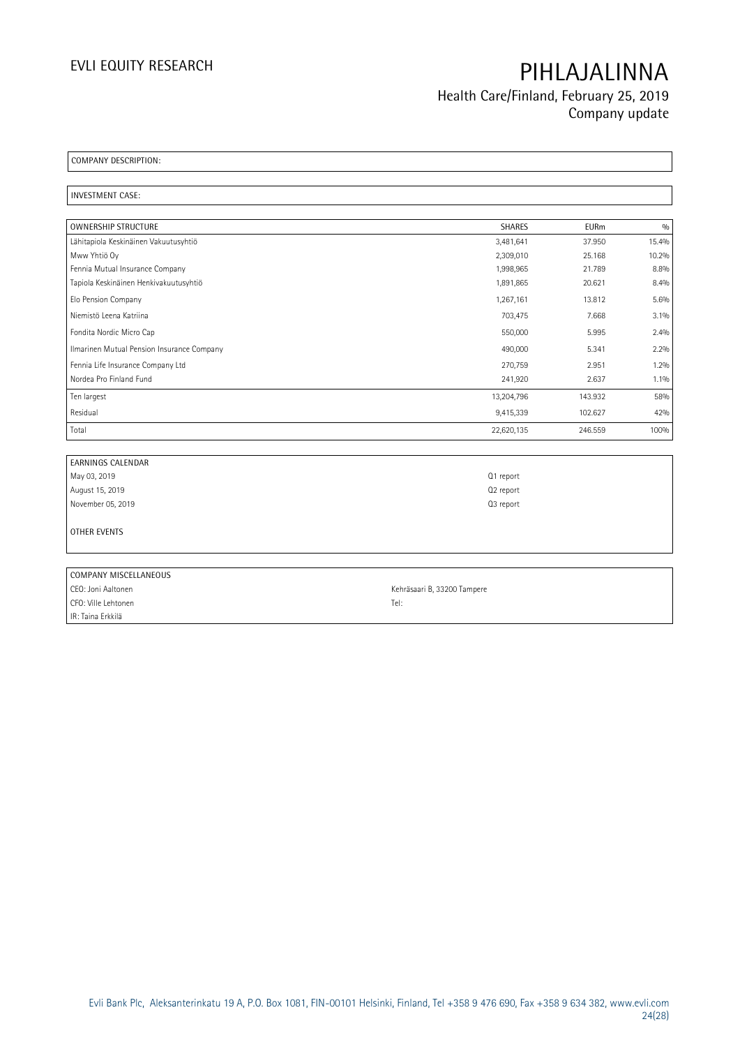COMPANY DESCRIPTION:

INVESTMENT CASE:

| OWNERSHIP STRUCTURE | SHARES | EURm | % |
|---|---|---|---|
| Lähitapiola Keskinäinen Vakuutusyhtiö | 3,481,641 | 37.950 | 15.4% |
| Mww Yhtiö Oy | 2,309,010 | 25.168 | 10.2% |
| Fennia Mutual Insurance Company | 1,998,965 | 21.789 | 8.8% |
| Tapiola Keskinäinen Henkivakuutusyhtiö | 1,891,865 | 20.621 | 8.4% |
| Elo Pension Company | 1,267,161 | 13.812 | 5.6% |
| Niemistö Leena Katriina | 703,475 | 7.668 | 3.1% |
| Fondita Nordic Micro Cap | 550,000 | 5.995 | 2.4% |
| Ilmarinen Mutual Pension Insurance Company | 490,000 | 5.341 | 2.2% |
| Fennia Life Insurance Company Ltd | 270,759 | 2.951 | 1.2% |
| Nordea Pro Finland Fund | 241,920 | 2.637 | 1.1% |
| Ten largest | 13,204,796 | 143.932 | 58% |
| Residual | 9,415,339 | 102.627 | 42% |
| Total | 22,620,135 | 246.559 | 100% |

| EARNINGS CALENDAR | |
|---|---|
| May 03, 2019 | Q1 report |
| August 15, 2019 | Q2 report |
| November 05, 2019 | Q3 report |

OTHER EVENTS

| COMPANY MISCELLANEOUS | |
|---|---|
| CEO: Joni Aaltonen | Kehräsaari B, 33200 Tampere |
| CFO: Ville Lehtonen | Tel: |
| IR: Taina Erkkilä | |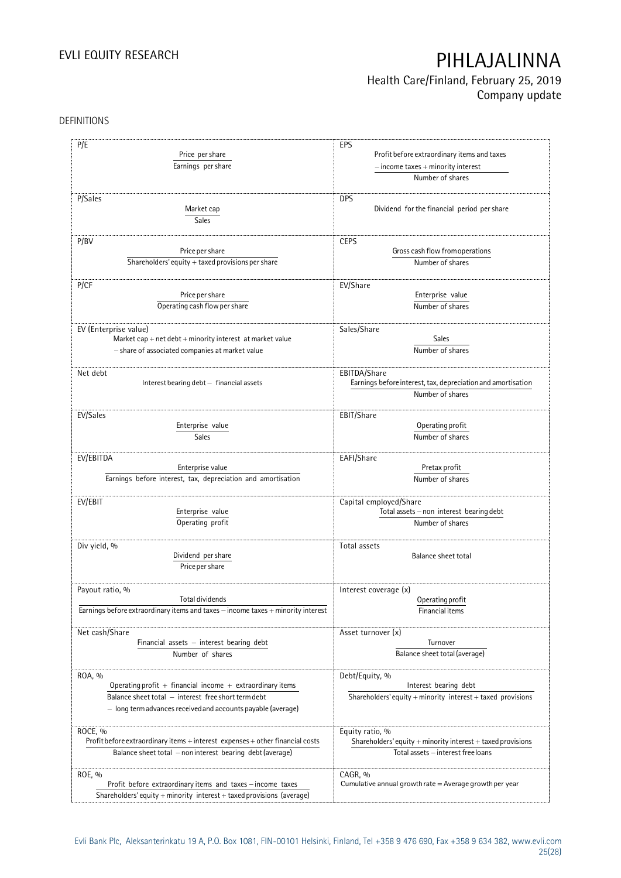DEFINITIONS

| | |
|---|---|
| **P/E**<br>$\frac{\text{Price per share}}{\text{Earnings per share}}$ | **EPS**<br>$\frac{\text{Profit before extraordinary items and taxes} - \text{income taxes} + \text{minority interest}}{\text{Number of shares}}$ |
| **P/Sales**<br>$\frac{\text{Market cap}}{\text{Sales}}$ | **DPS**<br>Dividend for the financial period per share |
| **P/BV**<br>$\frac{\text{Price per share}}{\text{Shareholders' equity} + \text{taxed provisions per share}}$ | **CEPS**<br>$\frac{\text{Gross cash flow from operations}}{\text{Number of shares}}$ |
| **P/CF**<br>$\frac{\text{Price per share}}{\text{Operating cash flow per share}}$ | **EV/Share**<br>$\frac{\text{Enterprise value}}{\text{Number of shares}}$ |
| **EV (Enterprise value)**<br>Market cap + net debt + minority interest at market value − share of associated companies at market value | **Sales/Share**<br>$\frac{\text{Sales}}{\text{Number of shares}}$ |
| **Net debt**<br>Interest bearing debt − financial assets | **EBITDA/Share**<br>$\frac{\text{Earnings before interest, tax, depreciation and amortisation}}{\text{Number of shares}}$ |
| **EV/Sales**<br>$\frac{\text{Enterprise value}}{\text{Sales}}$ | **EBIT/Share**<br>$\frac{\text{Operating profit}}{\text{Number of shares}}$ |
| **EV/EBITDA**<br>$\frac{\text{Enterprise value}}{\text{Earnings before interest, tax, depreciation and amortisation}}$ | **EAFI/Share**<br>$\frac{\text{Pretax profit}}{\text{Number of shares}}$ |
| **EV/EBIT**<br>$\frac{\text{Enterprise value}}{\text{Operating profit}}$ | **Capital employed/Share**<br>$\frac{\text{Total assets} - \text{non interest bearing debt}}{\text{Number of shares}}$ |
| **Div yield, %**<br>$\frac{\text{Dividend per share}}{\text{Price per share}}$ | **Total assets**<br>Balance sheet total |
| **Payout ratio, %**<br>$\frac{\text{Total dividends}}{\text{Earnings before extraordinary items and taxes} - \text{income taxes} + \text{minority interest}}$ | **Interest coverage (x)**<br>$\frac{\text{Operating profit}}{\text{Financial items}}$ |
| **Net cash/Share**<br>$\frac{\text{Financial assets} - \text{interest bearing debt}}{\text{Number of shares}}$ | **Asset turnover (x)**<br>$\frac{\text{Turnover}}{\text{Balance sheet total (average)}}$ |
| **ROA, %**<br>$\frac{\text{Operating profit} + \text{financial income} + \text{extraordinary items}}{\text{Balance sheet total} - \text{interest free short term debt} - \text{long term advances received and accounts payable (average)}}$ | **Debt/Equity, %**<br>$\frac{\text{Interest bearing debt}}{\text{Shareholders' equity} + \text{minority interest} + \text{taxed provisions}}$ |
| **ROCE, %**<br>$\frac{\text{Profit before extraordinary items} + \text{interest expenses} + \text{other financial costs}}{\text{Balance sheet total} - \text{non interest bearing debt (average)}}$ | **Equity ratio, %**<br>$\frac{\text{Shareholders' equity} + \text{minority interest} + \text{taxed provisions}}{\text{Total assets} - \text{interest free loans}}$ |
| **ROE, %**<br>$\frac{\text{Profit before extraordinary items and taxes} - \text{income taxes}}{\text{Shareholders' equity} + \text{minority interest} + \text{taxed provisions (average)}}$ | **CAGR, %**<br>Cumulative annual growth rate = Average growth per year |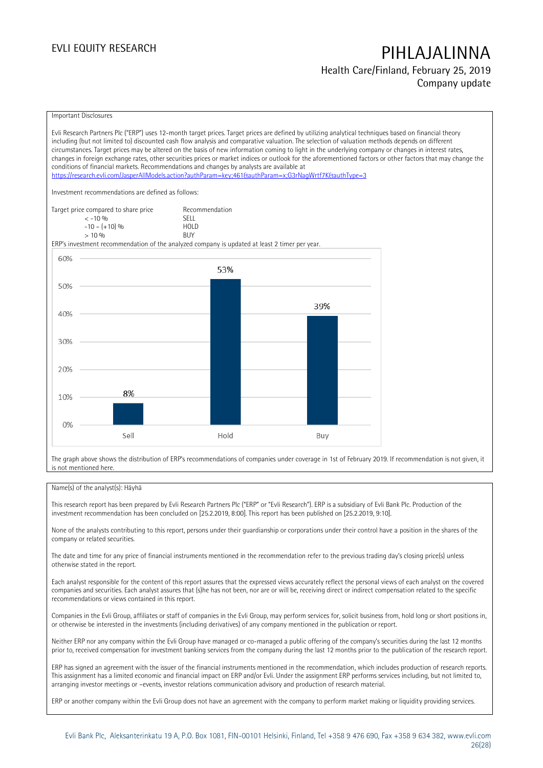Important Disclosures

Evli Research Partners Plc ("ERP") uses 12-month target prices. Target prices are defined by utilizing analytical techniques based on financial theory including (but not limited to) discounted cash flow analysis and comparative valuation. The selection of valuation methods depends on different circumstances. Target prices may be altered on the basis of new information coming to light in the underlying company or changes in interest rates, changes in foreign exchange rates, other securities prices or market indices or outlook for the aforementioned factors or other factors that may change the conditions of financial markets. Recommendations and changes by analysts are available at https://research.evli.com/JasperAllModels.action?authParam=key;461&authParam=x;G3rNagWrtf7K&authType=3

Investment recommendations are defined as follows:

| Target price compared to share price | Recommendation |
|---|---|
| < -10 % | SELL |
| -10 – (+10) % | HOLD |
| > 10 % | BUY |

ERP's investment recommendation of the analyzed company is updated at least 2 timer per year.

| | Sell | Hold | Buy |
|---|---|---|---|
| Share | 8% | 53% | 39% |

The graph above shows the distribution of ERP's recommendations of companies under coverage in 1st of February 2019. If recommendation is not given, it is not mentioned here.

Name(s) of the analyst(s): Häyhä

This research report has been prepared by Evli Research Partners Plc ("ERP" or "Evli Research"). ERP is a subsidiary of Evli Bank Plc. Production of the investment recommendation has been concluded on [25.2.2019, 8:00]. This report has been published on [25.2.2019, 9:10].

None of the analysts contributing to this report, persons under their guardianship or corporations under their control have a position in the shares of the company or related securities.

The date and time for any price of financial instruments mentioned in the recommendation refer to the previous trading day's closing price(s) unless otherwise stated in the report.

Each analyst responsible for the content of this report assures that the expressed views accurately reflect the personal views of each analyst on the covered companies and securities. Each analyst assures that (s)he has not been, nor are or will be, receiving direct or indirect compensation related to the specific recommendations or views contained in this report.

Companies in the Evli Group, affiliates or staff of companies in the Evli Group, may perform services for, solicit business from, hold long or short positions in, or otherwise be interested in the investments (including derivatives) of any company mentioned in the publication or report.

Neither ERP nor any company within the Evli Group have managed or co-managed a public offering of the company's securities during the last 12 months prior to, received compensation for investment banking services from the company during the last 12 months prior to the publication of the research report.

ERP has signed an agreement with the issuer of the financial instruments mentioned in the recommendation, which includes production of research reports. This assignment has a limited economic and financial impact on ERP and/or Evli. Under the assignment ERP performs services including, but not limited to, arranging investor meetings or –events, investor relations communication advisory and production of research material.

ERP or another company within the Evli Group does not have an agreement with the company to perform market making or liquidity providing services.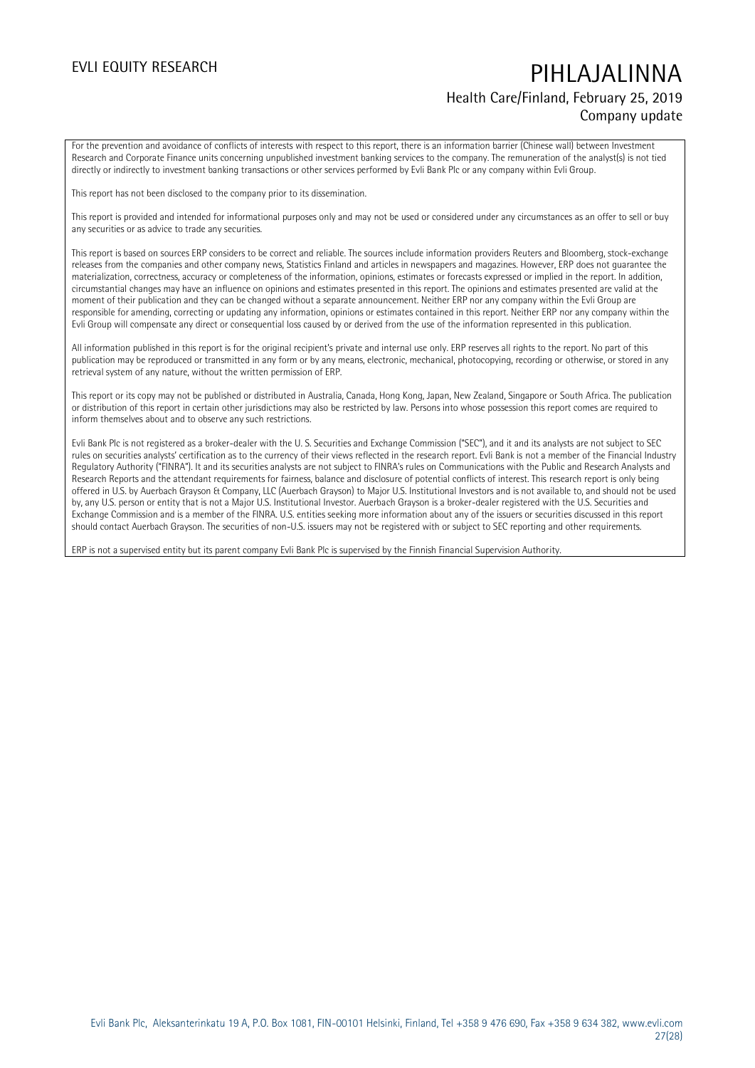For the prevention and avoidance of conflicts of interests with respect to this report, there is an information barrier (Chinese wall) between Investment Research and Corporate Finance units concerning unpublished investment banking services to the company. The remuneration of the analyst(s) is not tied directly or indirectly to investment banking transactions or other services performed by Evli Bank Plc or any company within Evli Group.

This report has not been disclosed to the company prior to its dissemination.

This report is provided and intended for informational purposes only and may not be used or considered under any circumstances as an offer to sell or buy any securities or as advice to trade any securities.

This report is based on sources ERP considers to be correct and reliable. The sources include information providers Reuters and Bloomberg, stock-exchange releases from the companies and other company news, Statistics Finland and articles in newspapers and magazines. However, ERP does not guarantee the materialization, correctness, accuracy or completeness of the information, opinions, estimates or forecasts expressed or implied in the report. In addition, circumstantial changes may have an influence on opinions and estimates presented in this report. The opinions and estimates presented are valid at the moment of their publication and they can be changed without a separate announcement. Neither ERP nor any company within the Evli Group are responsible for amending, correcting or updating any information, opinions or estimates contained in this report. Neither ERP nor any company within the Evli Group will compensate any direct or consequential loss caused by or derived from the use of the information represented in this publication.

All information published in this report is for the original recipient's private and internal use only. ERP reserves all rights to the report. No part of this publication may be reproduced or transmitted in any form or by any means, electronic, mechanical, photocopying, recording or otherwise, or stored in any retrieval system of any nature, without the written permission of ERP.

This report or its copy may not be published or distributed in Australia, Canada, Hong Kong, Japan, New Zealand, Singapore or South Africa. The publication or distribution of this report in certain other jurisdictions may also be restricted by law. Persons into whose possession this report comes are required to inform themselves about and to observe any such restrictions.

Evli Bank Plc is not registered as a broker-dealer with the U. S. Securities and Exchange Commission ("SEC"), and it and its analysts are not subject to SEC rules on securities analysts' certification as to the currency of their views reflected in the research report. Evli Bank is not a member of the Financial Industry Regulatory Authority ("FINRA"). It and its securities analysts are not subject to FINRA's rules on Communications with the Public and Research Analysts and Research Reports and the attendant requirements for fairness, balance and disclosure of potential conflicts of interest. This research report is only being offered in U.S. by Auerbach Grayson & Company, LLC (Auerbach Grayson) to Major U.S. Institutional Investors and is not available to, and should not be used by, any U.S. person or entity that is not a Major U.S. Institutional Investor. Auerbach Grayson is a broker-dealer registered with the U.S. Securities and Exchange Commission and is a member of the FINRA. U.S. entities seeking more information about any of the issuers or securities discussed in this report should contact Auerbach Grayson. The securities of non-U.S. issuers may not be registered with or subject to SEC reporting and other requirements.

ERP is not a supervised entity but its parent company Evli Bank Plc is supervised by the Finnish Financial Supervision Authority.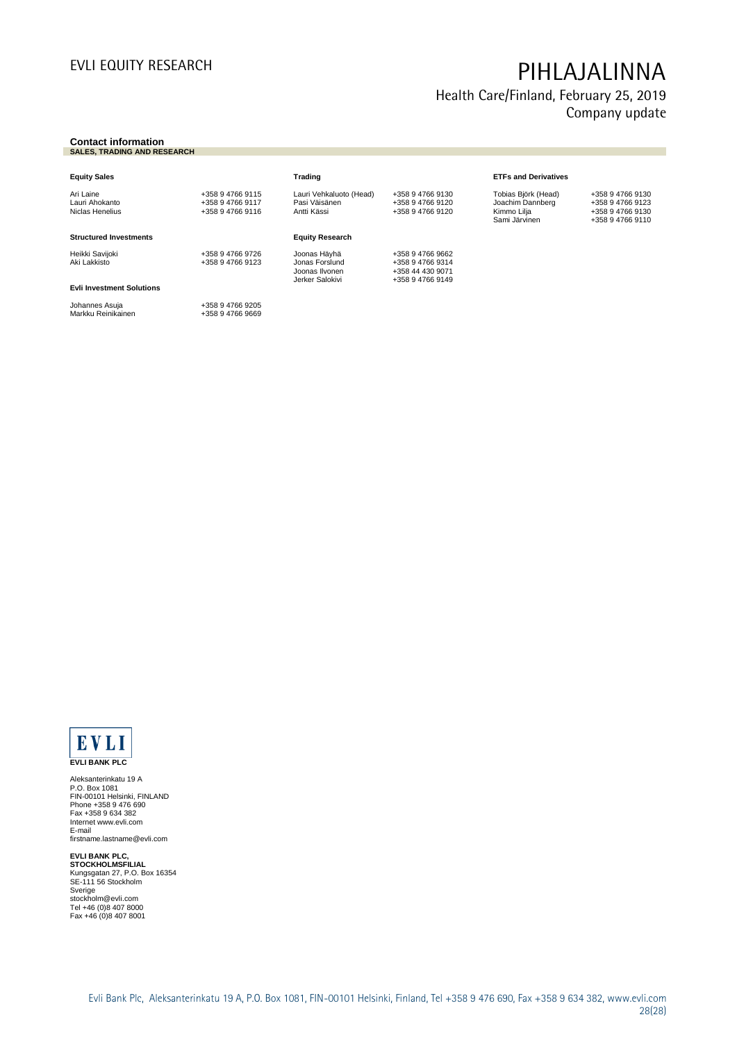## Contact information

**SALES, TRADING AND RESEARCH**

**Equity Sales**

| | |
|---|---|
| Ari Laine | +358 9 4766 9115 |
| Lauri Ahokanto | +358 9 4766 9117 |
| Niclas Henelius | +358 9 4766 9116 |

**Structured Investments**

| | |
|---|---|
| Heikki Savijoki | +358 9 4766 9726 |
| Aki Lakkisto | +358 9 4766 9123 |

**Evli Investment Solutions**

| | |
|---|---|
| Johannes Asuja | +358 9 4766 9205 |
| Markku Reinikainen | +358 9 4766 9669 |

**Trading**

| | |
|---|---|
| Lauri Vehkaluoto (Head) | +358 9 4766 9130 |
| Pasi Väisänen | +358 9 4766 9120 |
| Antti Kässi | +358 9 4766 9120 |

**Equity Research**

| | |
|---|---|
| Joonas Häyhä | +358 9 4766 9662 |
| Jonas Forslund | +358 9 4766 9314 |
| Joonas Ilvonen | +358 44 430 9071 |
| Jerker Salokivi | +358 9 4766 9149 |

**ETFs and Derivatives**

| | |
|---|---|
| Tobias Björk (Head) | +358 9 4766 9130 |
| Joachim Dannberg | +358 9 4766 9123 |
| Kimmo Lilja | +358 9 4766 9130 |
| Sami Järvinen | +358 9 4766 9110 |

**EVLI BANK PLC**

Aleksanterinkatu 19 A
P.O. Box 1081
FIN-00101 Helsinki, FINLAND
Phone +358 9 476 690
Fax +358 9 634 382
Internet www.evli.com
E-mail
firstname.lastname@evli.com

**EVLI BANK PLC,**
**STOCKHOLMSFILIAL**
Kungsgatan 27, P.O. Box 16354
SE-111 56 Stockholm
Sverige
stockholm@evli.com
Tel +46 (0)8 407 8000
Fax +46 (0)8 407 8001